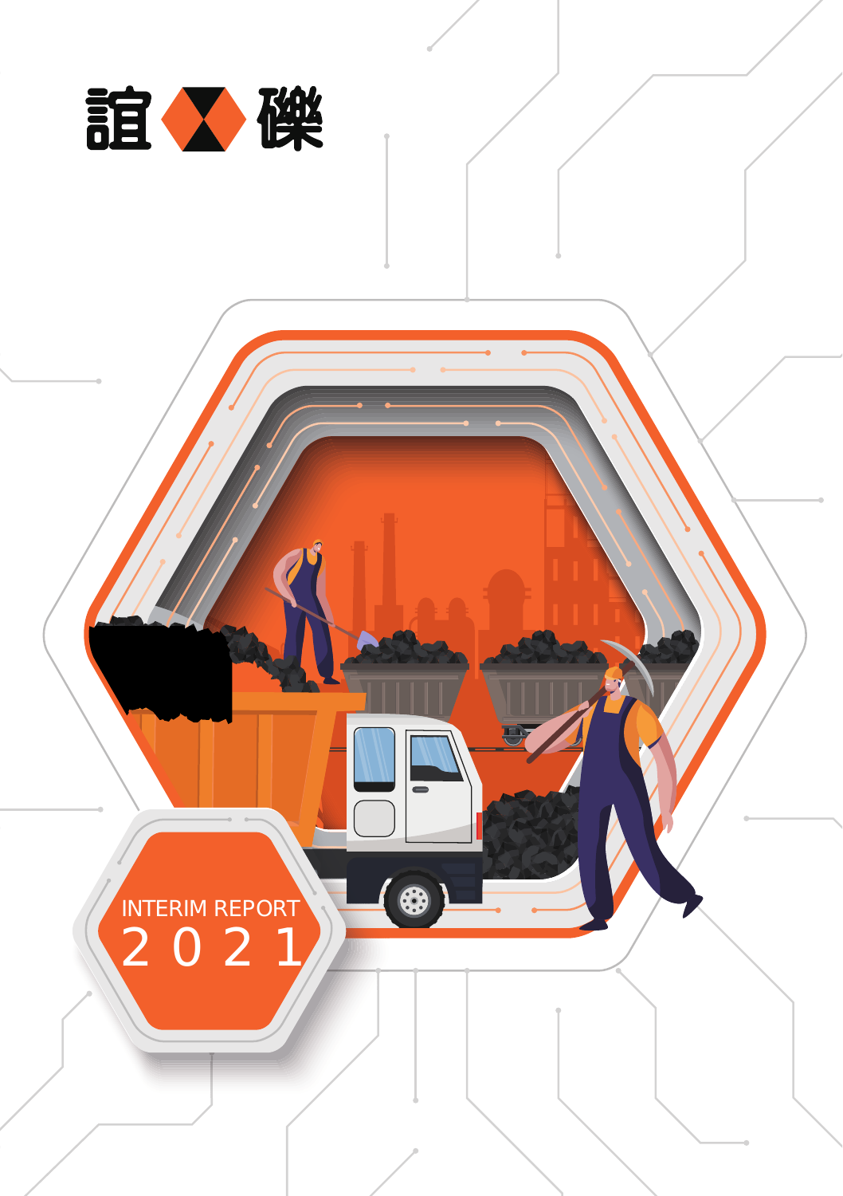誼 礫

INTERIM REPORT

2 0 2 1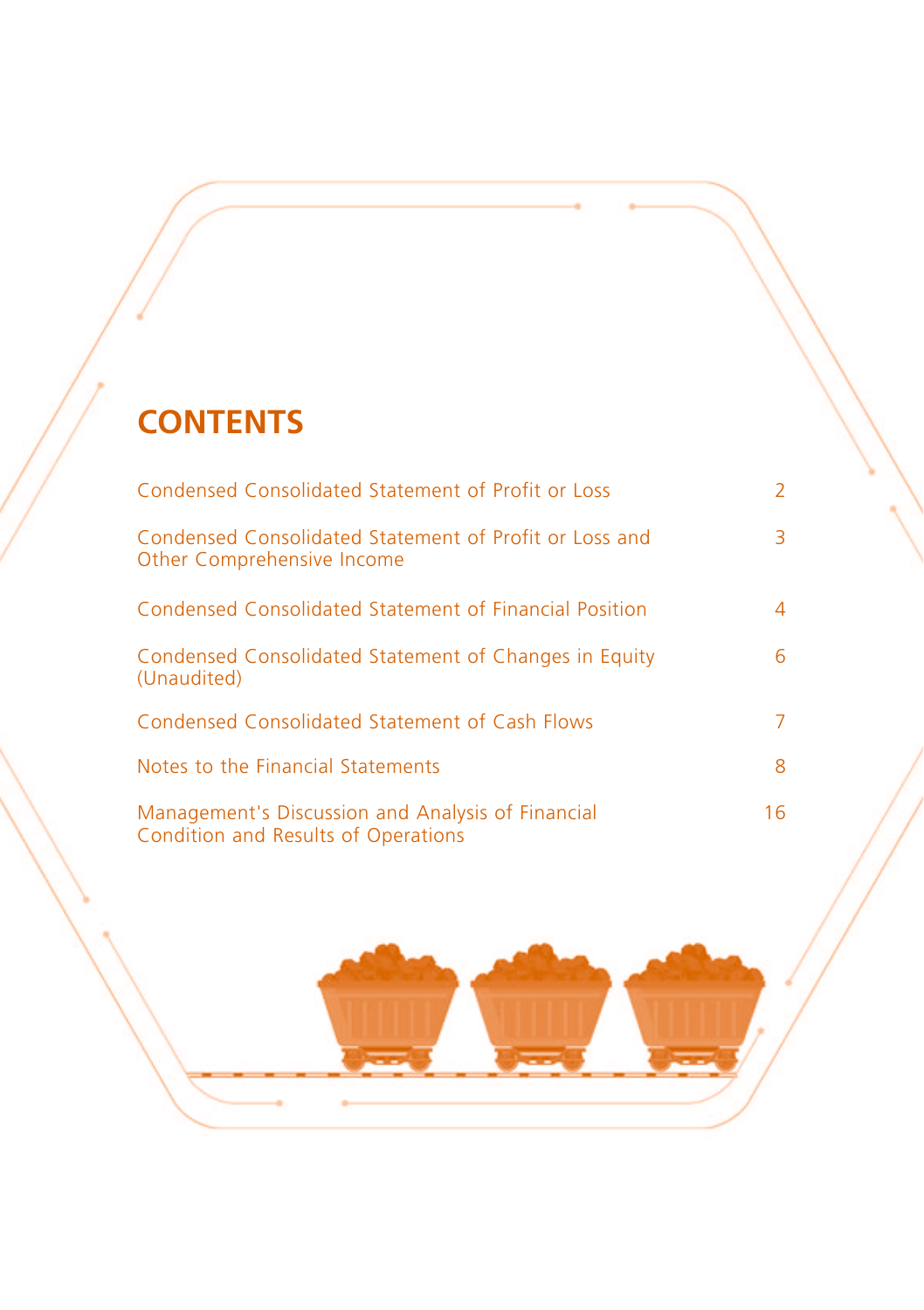# CONTENTS

| | |
|---|---|
| Condensed Consolidated Statement of Profit or Loss | 2 |
| Condensed Consolidated Statement of Profit or Loss and Other Comprehensive Income | 3 |
| Condensed Consolidated Statement of Financial Position | 4 |
| Condensed Consolidated Statement of Changes in Equity (Unaudited) | 6 |
| Condensed Consolidated Statement of Cash Flows | 7 |
| Notes to the Financial Statements | 8 |
| Management's Discussion and Analysis of Financial Condition and Results of Operations | 16 |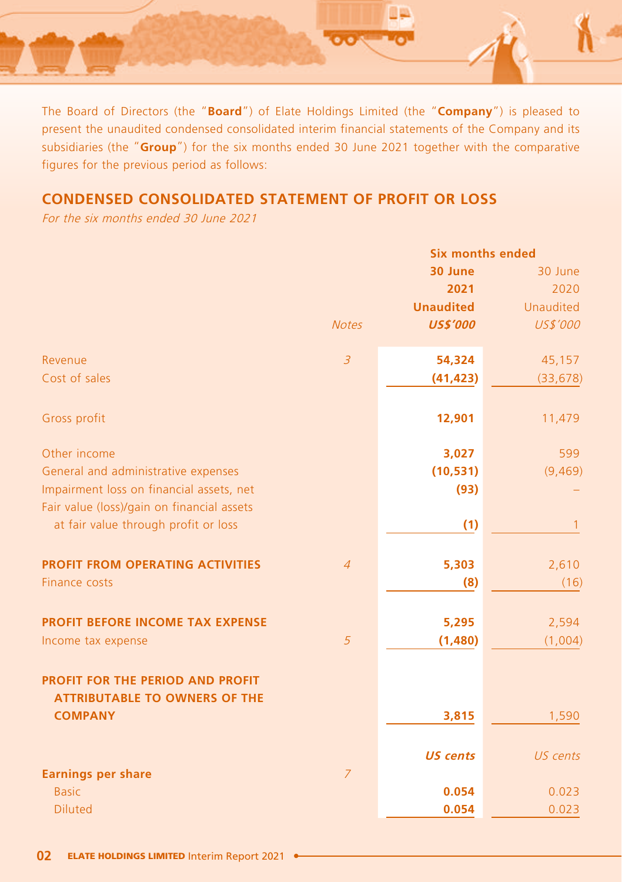The Board of Directors (the "**Board**") of Elate Holdings Limited (the "**Company**") is pleased to present the unaudited condensed consolidated interim financial statements of the Company and its subsidiaries (the "**Group**") for the six months ended 30 June 2021 together with the comparative figures for the previous period as follows:

## CONDENSED CONSOLIDATED STATEMENT OF PROFIT OR LOSS

*For the six months ended 30 June 2021*

| | Notes | Six months ended 30 June 2021 Unaudited US$'000 | 30 June 2020 Unaudited US$'000 |
|---|---|---|---|
| Revenue | 3 | **54,324** | 45,157 |
| Cost of sales | | **(41,423)** | (33,678) |
| Gross profit | | **12,901** | 11,479 |
| Other income | | **3,027** | 599 |
| General and administrative expenses | | **(10,531)** | (9,469) |
| Impairment loss on financial assets, net | | **(93)** | – |
| Fair value (loss)/gain on financial assets at fair value through profit or loss | | **(1)** | 1 |
| **PROFIT FROM OPERATING ACTIVITIES** | 4 | **5,303** | 2,610 |
| Finance costs | | **(8)** | (16) |
| **PROFIT BEFORE INCOME TAX EXPENSE** | | **5,295** | 2,594 |
| Income tax expense | 5 | **(1,480)** | (1,004) |
| **PROFIT FOR THE PERIOD AND PROFIT ATTRIBUTABLE TO OWNERS OF THE COMPANY** | | **3,815** | 1,590 |
| | | ***US cents*** | *US cents* |
| **Earnings per share** | 7 | | |
| Basic | | **0.054** | 0.023 |
| Diluted | | **0.054** | 0.023 |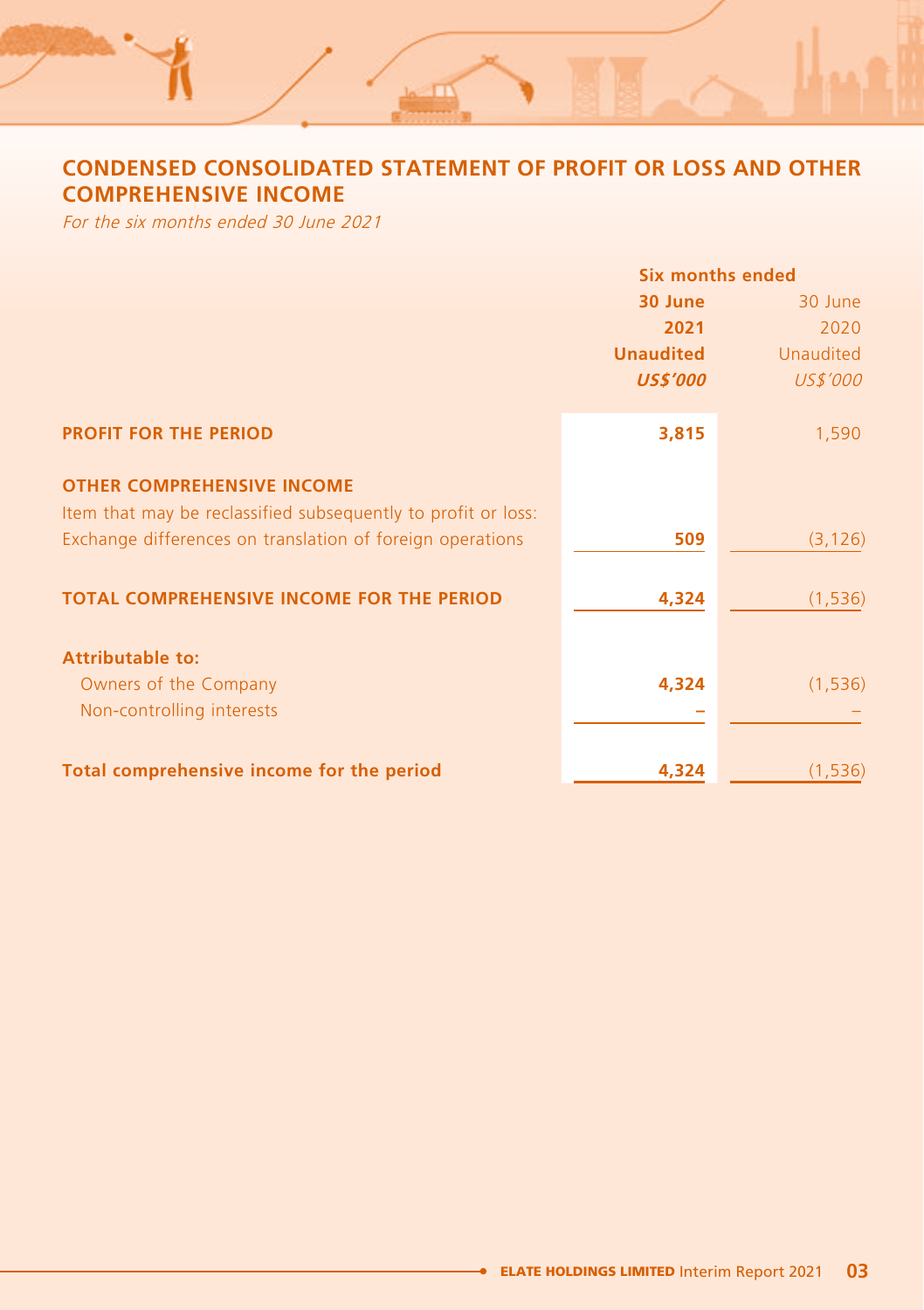# CONDENSED CONSOLIDATED STATEMENT OF PROFIT OR LOSS AND OTHER COMPREHENSIVE INCOME

*For the six months ended 30 June 2021*

| | **Six months ended** | |
|---|---|---|
| | **30 June 2021** | 30 June 2020 |
| | **Unaudited** | Unaudited |
| | ***US$'000*** | *US$'000* |
| **PROFIT FOR THE PERIOD** | **3,815** | 1,590 |
| **OTHER COMPREHENSIVE INCOME** | | |
| Item that may be reclassified subsequently to profit or loss: | | |
| Exchange differences on translation of foreign operations | **509** | (3,126) |
| **TOTAL COMPREHENSIVE INCOME FOR THE PERIOD** | **4,324** | (1,536) |
| **Attributable to:** | | |
| Owners of the Company | **4,324** | (1,536) |
| Non-controlling interests | **–** | – |
| **Total comprehensive income for the period** | **4,324** | (1,536) |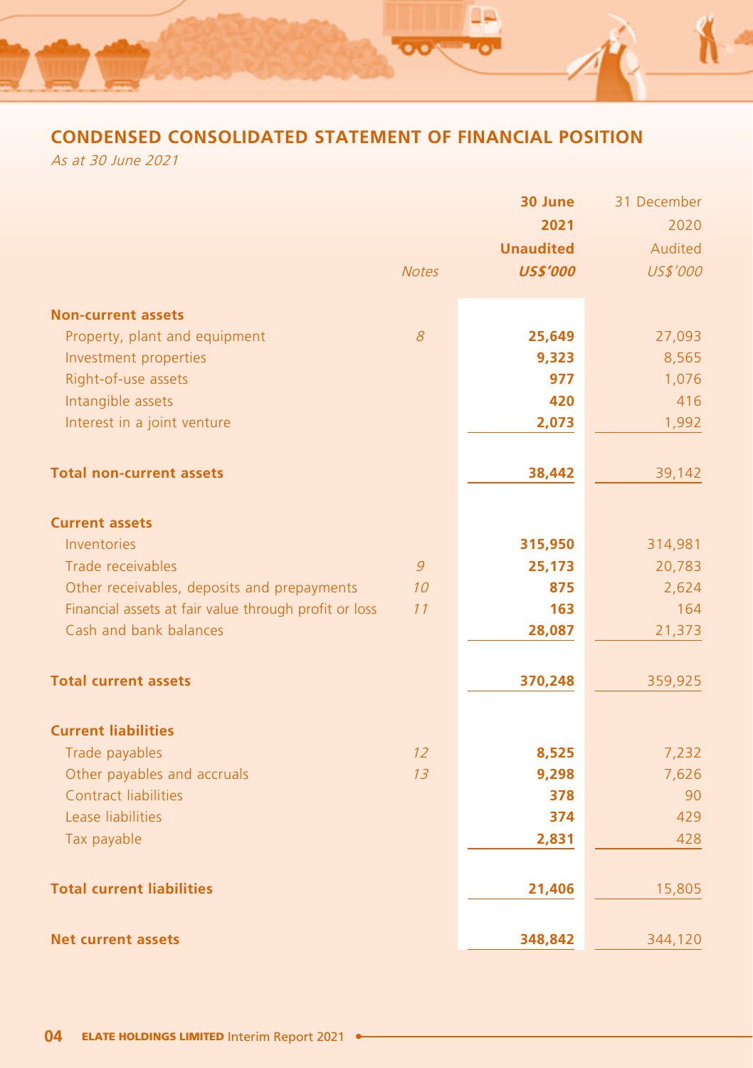## CONDENSED CONSOLIDATED STATEMENT OF FINANCIAL POSITION

*As at 30 June 2021*

| | Notes | 30 June 2021 Unaudited US$'000 | 31 December 2020 Audited US$'000 |
|---|---|---|---|
| **Non-current assets** | | | |
| Property, plant and equipment | 8 | 25,649 | 27,093 |
| Investment properties | | 9,323 | 8,565 |
| Right-of-use assets | | 977 | 1,076 |
| Intangible assets | | 420 | 416 |
| Interest in a joint venture | | 2,073 | 1,992 |
| **Total non-current assets** | | 38,442 | 39,142 |
| **Current assets** | | | |
| Inventories | | 315,950 | 314,981 |
| Trade receivables | 9 | 25,173 | 20,783 |
| Other receivables, deposits and prepayments | 10 | 875 | 2,624 |
| Financial assets at fair value through profit or loss | 11 | 163 | 164 |
| Cash and bank balances | | 28,087 | 21,373 |
| **Total current assets** | | 370,248 | 359,925 |
| **Current liabilities** | | | |
| Trade payables | 12 | 8,525 | 7,232 |
| Other payables and accruals | 13 | 9,298 | 7,626 |
| Contract liabilities | | 378 | 90 |
| Lease liabilities | | 374 | 429 |
| Tax payable | | 2,831 | 428 |
| **Total current liabilities** | | 21,406 | 15,805 |
| **Net current assets** | | 348,842 | 344,120 |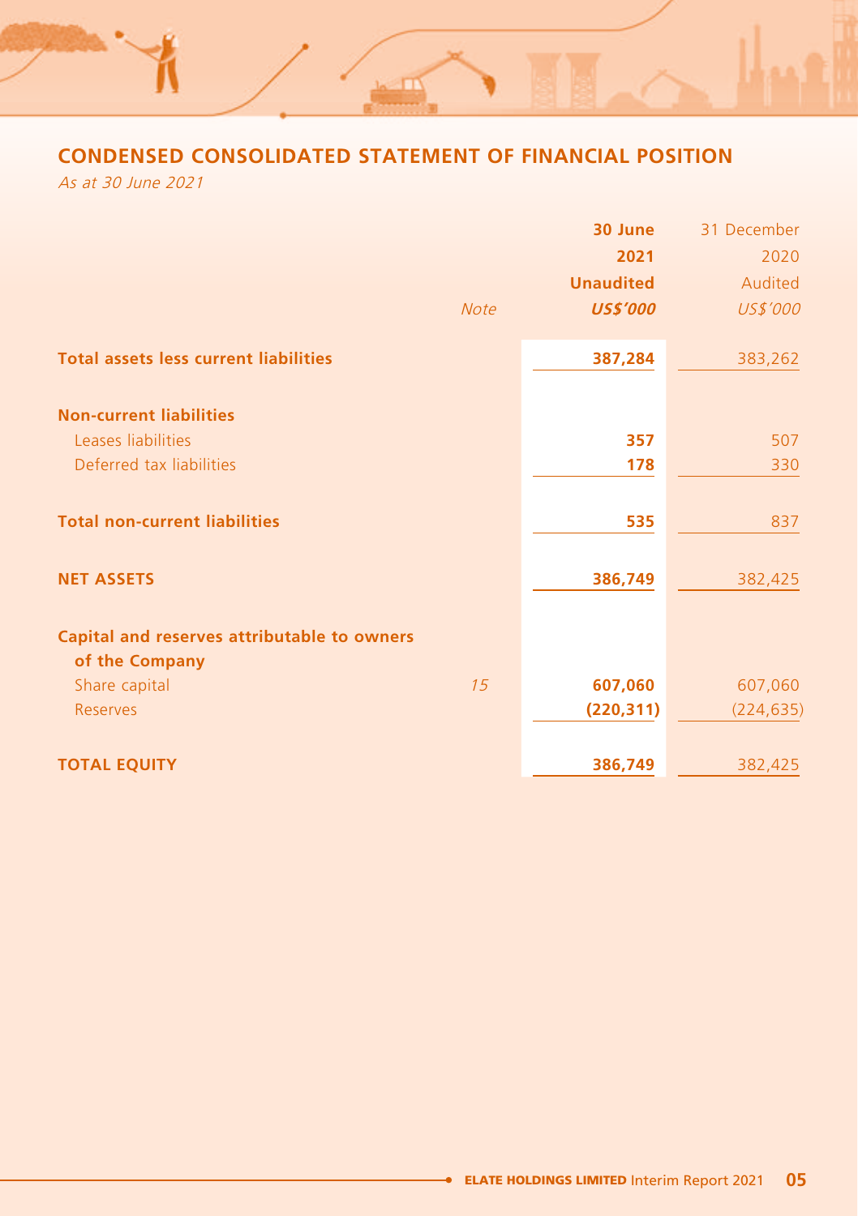## CONDENSED CONSOLIDATED STATEMENT OF FINANCIAL POSITION

*As at 30 June 2021*

| | Note | 30 June 2021 Unaudited US$'000 | 31 December 2020 Audited US$'000 |
|---|---|---|---|
| **Total assets less current liabilities** | | **387,284** | 383,262 |
| **Non-current liabilities** | | | |
| Leases liabilities | | **357** | 507 |
| Deferred tax liabilities | | **178** | 330 |
| **Total non-current liabilities** | | **535** | 837 |
| **NET ASSETS** | | **386,749** | 382,425 |
| **Capital and reserves attributable to owners of the Company** | | | |
| Share capital | 15 | **607,060** | 607,060 |
| Reserves | | **(220,311)** | (224,635) |
| **TOTAL EQUITY** | | **386,749** | 382,425 |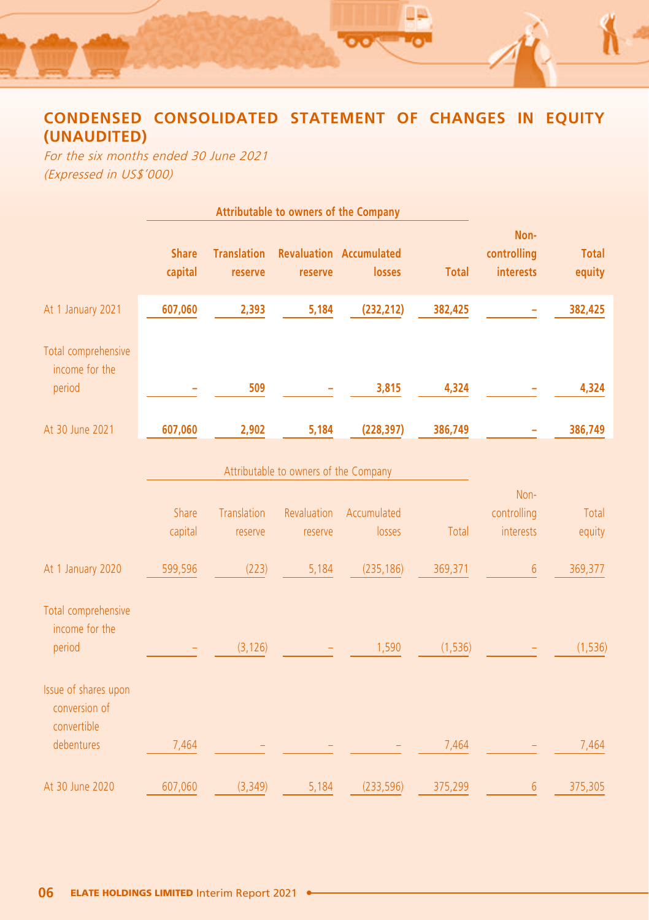## CONDENSED CONSOLIDATED STATEMENT OF CHANGES IN EQUITY (UNAUDITED)

*For the six months ended 30 June 2021*
*(Expressed in US$'000)*

| | Attributable to owners of the Company | | | | | | |
|---|---|---|---|---|---|---|---|
| | **Share capital** | **Translation reserve** | **Revaluation reserve** | **Accumulated losses** | **Total** | **Non-controlling interests** | **Total equity** |
| At 1 January 2021 | **607,060** | **2,393** | **5,184** | **(232,212)** | **382,425** | **–** | **382,425** |
| Total comprehensive income for the period | **–** | **509** | **–** | **3,815** | **4,324** | **–** | **4,324** |
| At 30 June 2021 | **607,060** | **2,902** | **5,184** | **(228,397)** | **386,749** | **–** | **386,749** |

| | Attributable to owners of the Company | | | | | | |
|---|---|---|---|---|---|---|---|
| | Share capital | Translation reserve | Revaluation reserve | Accumulated losses | Total | Non-controlling interests | Total equity |
| At 1 January 2020 | 599,596 | (223) | 5,184 | (235,186) | 369,371 | 6 | 369,377 |
| Total comprehensive income for the period | – | (3,126) | – | 1,590 | (1,536) | – | (1,536) |
| Issue of shares upon conversion of convertible debentures | 7,464 | – | – | – | 7,464 | – | 7,464 |
| At 30 June 2020 | 607,060 | (3,349) | 5,184 | (233,596) | 375,299 | 6 | 375,305 |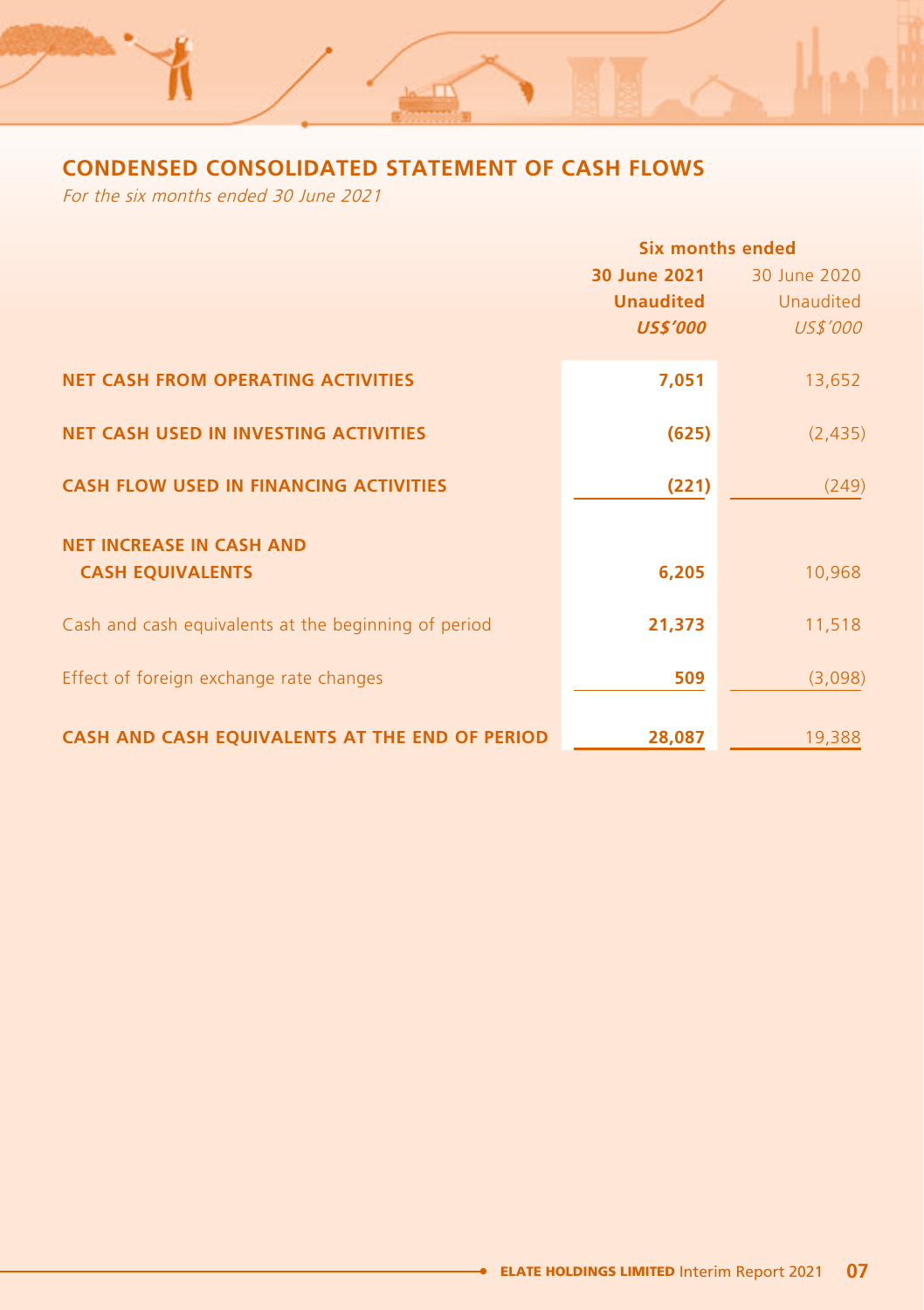## CONDENSED CONSOLIDATED STATEMENT OF CASH FLOWS

*For the six months ended 30 June 2021*

| | Six months ended | |
|---|---|---|
| | **30 June 2021** | 30 June 2020 |
| | **Unaudited** | Unaudited |
| | ***US$'000*** | *US$'000* |
| **NET CASH FROM OPERATING ACTIVITIES** | **7,051** | 13,652 |
| **NET CASH USED IN INVESTING ACTIVITIES** | **(625)** | (2,435) |
| **CASH FLOW USED IN FINANCING ACTIVITIES** | **(221)** | (249) |
| **NET INCREASE IN CASH AND CASH EQUIVALENTS** | **6,205** | 10,968 |
| Cash and cash equivalents at the beginning of period | **21,373** | 11,518 |
| Effect of foreign exchange rate changes | **509** | (3,098) |
| **CASH AND CASH EQUIVALENTS AT THE END OF PERIOD** | **28,087** | 19,388 |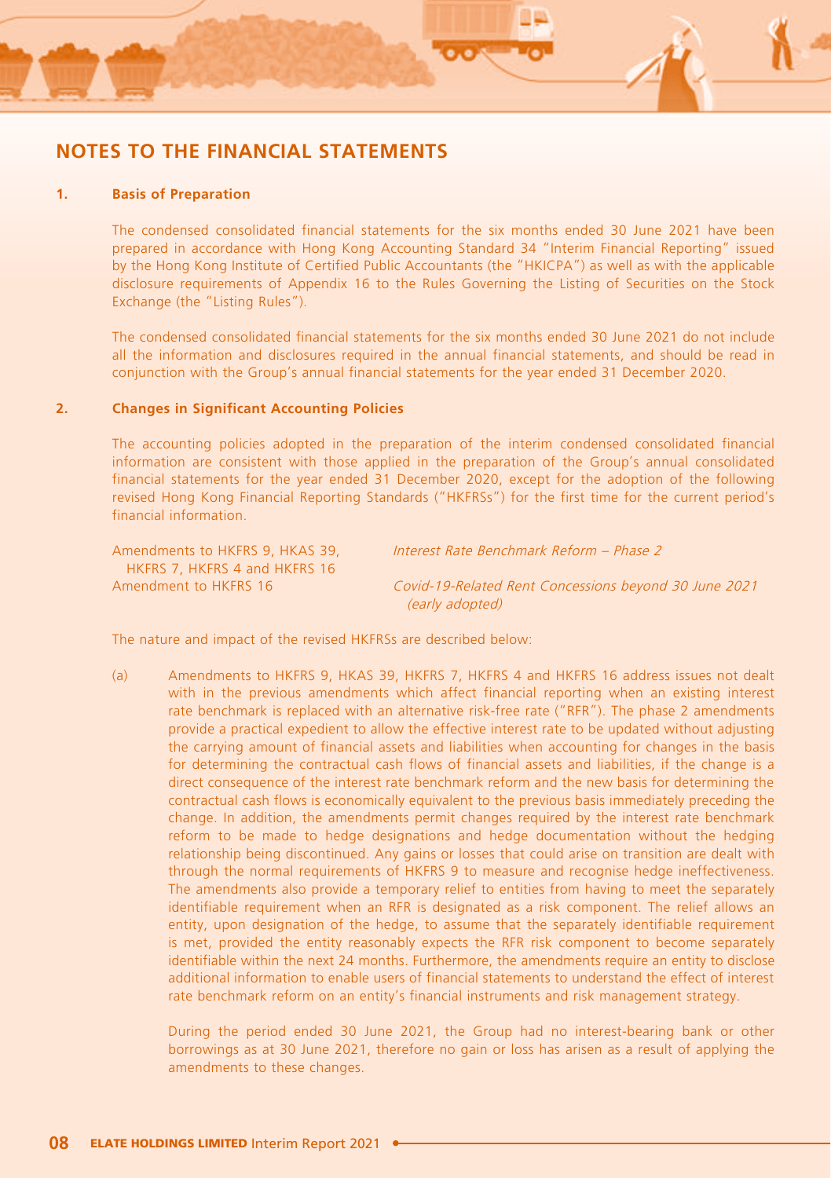# NOTES TO THE FINANCIAL STATEMENTS

## 1. Basis of Preparation

The condensed consolidated financial statements for the six months ended 30 June 2021 have been prepared in accordance with Hong Kong Accounting Standard 34 "Interim Financial Reporting" issued by the Hong Kong Institute of Certified Public Accountants (the "HKICPA") as well as with the applicable disclosure requirements of Appendix 16 to the Rules Governing the Listing of Securities on the Stock Exchange (the "Listing Rules").

The condensed consolidated financial statements for the six months ended 30 June 2021 do not include all the information and disclosures required in the annual financial statements, and should be read in conjunction with the Group's annual financial statements for the year ended 31 December 2020.

## 2. Changes in Significant Accounting Policies

The accounting policies adopted in the preparation of the interim condensed consolidated financial information are consistent with those applied in the preparation of the Group's annual consolidated financial statements for the year ended 31 December 2020, except for the adoption of the following revised Hong Kong Financial Reporting Standards ("HKFRSs") for the first time for the current period's financial information.

| | |
|---|---|
| Amendments to HKFRS 9, HKAS 39, HKFRS 7, HKFRS 4 and HKFRS 16 | *Interest Rate Benchmark Reform – Phase 2* |
| Amendment to HKFRS 16 | *Covid-19-Related Rent Concessions beyond 30 June 2021 (early adopted)* |

The nature and impact of the revised HKFRSs are described below:

(a) Amendments to HKFRS 9, HKAS 39, HKFRS 7, HKFRS 4 and HKFRS 16 address issues not dealt with in the previous amendments which affect financial reporting when an existing interest rate benchmark is replaced with an alternative risk-free rate ("RFR"). The phase 2 amendments provide a practical expedient to allow the effective interest rate to be updated without adjusting the carrying amount of financial assets and liabilities when accounting for changes in the basis for determining the contractual cash flows of financial assets and liabilities, if the change is a direct consequence of the interest rate benchmark reform and the new basis for determining the contractual cash flows is economically equivalent to the previous basis immediately preceding the change. In addition, the amendments permit changes required by the interest rate benchmark reform to be made to hedge designations and hedge documentation without the hedging relationship being discontinued. Any gains or losses that could arise on transition are dealt with through the normal requirements of HKFRS 9 to measure and recognise hedge ineffectiveness. The amendments also provide a temporary relief to entities from having to meet the separately identifiable requirement when an RFR is designated as a risk component. The relief allows an entity, upon designation of the hedge, to assume that the separately identifiable requirement is met, provided the entity reasonably expects the RFR risk component to become separately identifiable within the next 24 months. Furthermore, the amendments require an entity to disclose additional information to enable users of financial statements to understand the effect of interest rate benchmark reform on an entity's financial instruments and risk management strategy.

    During the period ended 30 June 2021, the Group had no interest-bearing bank or other borrowings as at 30 June 2021, therefore no gain or loss has arisen as a result of applying the amendments to these changes.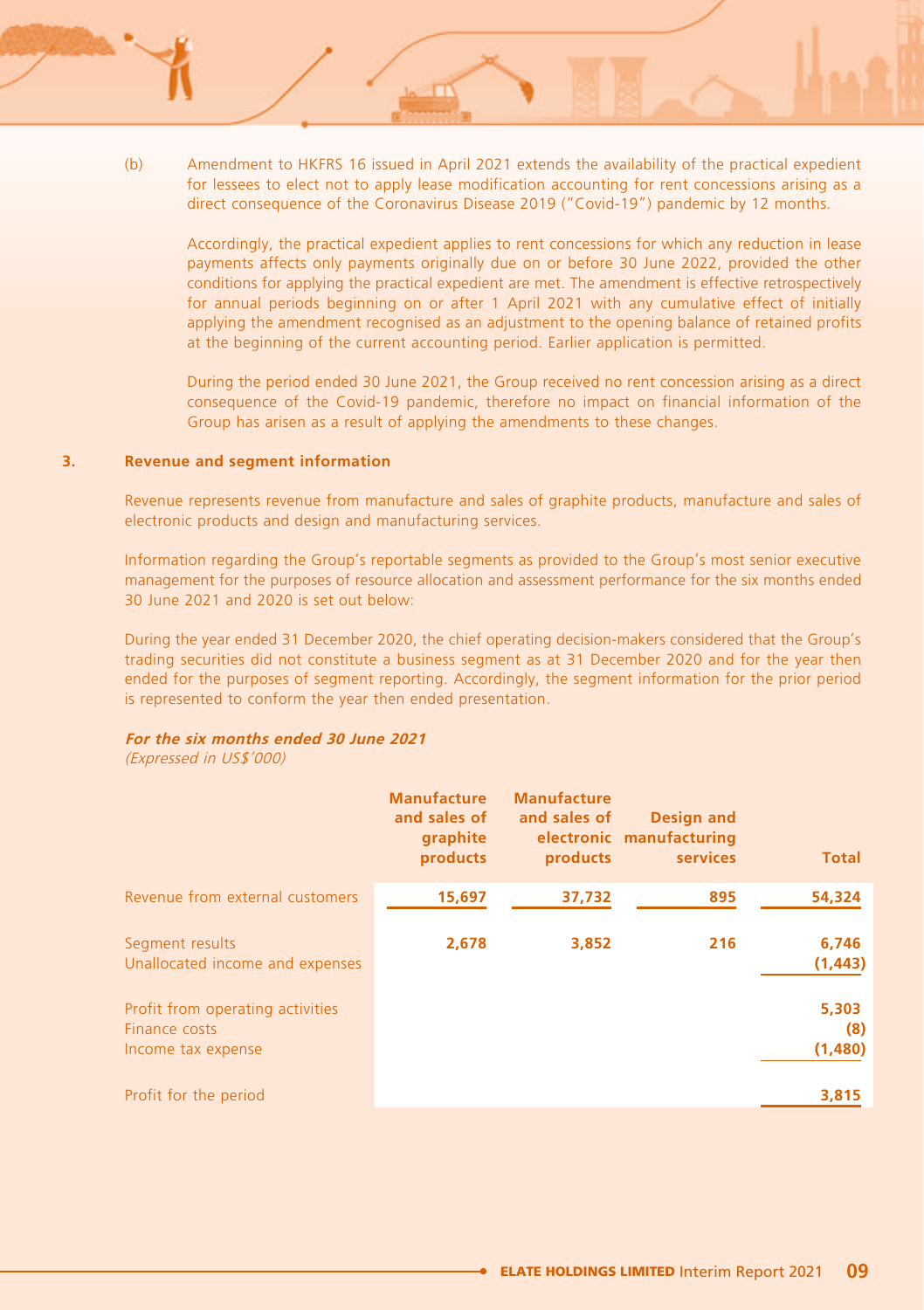(b) Amendment to HKFRS 16 issued in April 2021 extends the availability of the practical expedient for lessees to elect not to apply lease modification accounting for rent concessions arising as a direct consequence of the Coronavirus Disease 2019 ("Covid-19") pandemic by 12 months.

Accordingly, the practical expedient applies to rent concessions for which any reduction in lease payments affects only payments originally due on or before 30 June 2022, provided the other conditions for applying the practical expedient are met. The amendment is effective retrospectively for annual periods beginning on or after 1 April 2021 with any cumulative effect of initially applying the amendment recognised as an adjustment to the opening balance of retained profits at the beginning of the current accounting period. Earlier application is permitted.

During the period ended 30 June 2021, the Group received no rent concession arising as a direct consequence of the Covid-19 pandemic, therefore no impact on financial information of the Group has arisen as a result of applying the amendments to these changes.

## 3. Revenue and segment information

Revenue represents revenue from manufacture and sales of graphite products, manufacture and sales of electronic products and design and manufacturing services.

Information regarding the Group's reportable segments as provided to the Group's most senior executive management for the purposes of resource allocation and assessment performance for the six months ended 30 June 2021 and 2020 is set out below:

During the year ended 31 December 2020, the chief operating decision-makers considered that the Group's trading securities did not constitute a business segment as at 31 December 2020 and for the year then ended for the purposes of segment reporting. Accordingly, the segment information for the prior period is represented to conform the year then ended presentation.

***For the six months ended 30 June 2021***
*(Expressed in US$'000)*

| | Manufacture and sales of graphite products | Manufacture and sales of electronic products | Design and manufacturing services | Total |
|---|---|---|---|---|
| Revenue from external customers | 15,697 | 37,732 | 895 | 54,324 |
| Segment results | 2,678 | 3,852 | 216 | 6,746 |
| Unallocated income and expenses | | | | (1,443) |
| Profit from operating activities | | | | 5,303 |
| Finance costs | | | | (8) |
| Income tax expense | | | | (1,480) |
| Profit for the period | | | | 3,815 |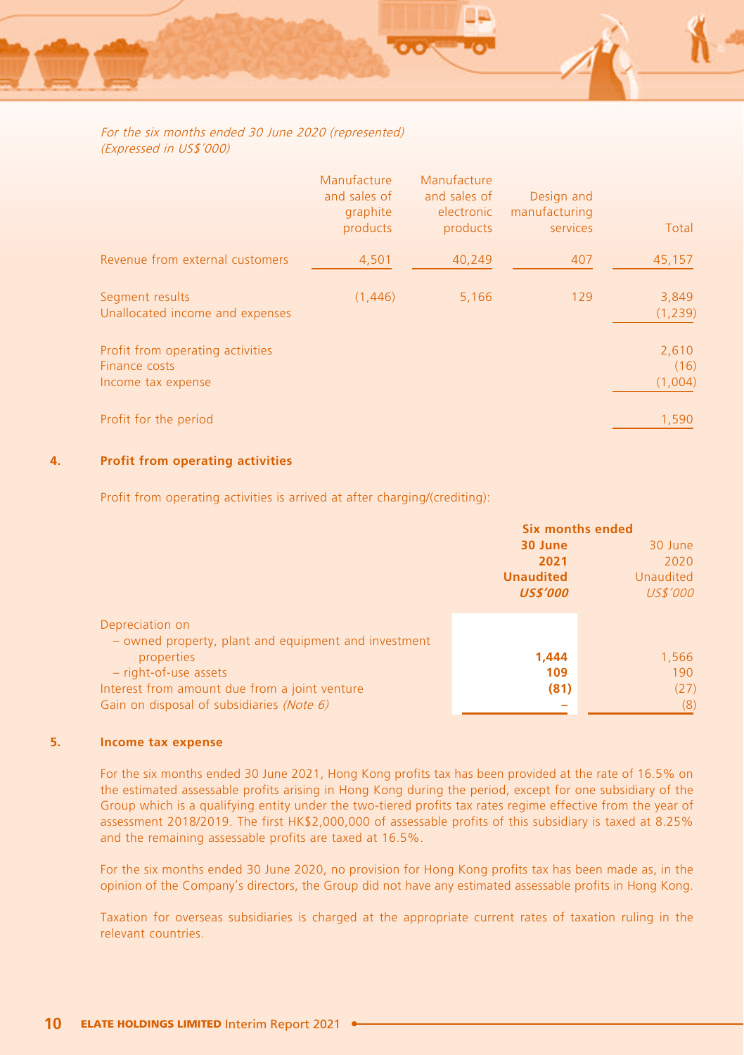*For the six months ended 30 June 2020 (represented)*
*(Expressed in US$'000)*

| | Manufacture and sales of graphite products | Manufacture and sales of electronic products | Design and manufacturing services | Total |
|---|---|---|---|---|
| Revenue from external customers | 4,501 | 40,249 | 407 | 45,157 |
| Segment results | (1,446) | 5,166 | 129 | 3,849 |
| Unallocated income and expenses | | | | (1,239) |
| Profit from operating activities | | | | 2,610 |
| Finance costs | | | | (16) |
| Income tax expense | | | | (1,004) |
| Profit for the period | | | | 1,590 |

## 4. Profit from operating activities

Profit from operating activities is arrived at after charging/(crediting):

| | Six months ended 30 June 2021 Unaudited *US$'000* | 30 June 2020 Unaudited *US$'000* |
|---|---|---|
| Depreciation on | | |
| – owned property, plant and equipment and investment properties | **1,444** | 1,566 |
| – right-of-use assets | **109** | 190 |
| Interest from amount due from a joint venture | **(81)** | (27) |
| Gain on disposal of subsidiaries *(Note 6)* | **–** | (8) |

## 5. Income tax expense

For the six months ended 30 June 2021, Hong Kong profits tax has been provided at the rate of 16.5% on the estimated assessable profits arising in Hong Kong during the period, except for one subsidiary of the Group which is a qualifying entity under the two-tiered profits tax rates regime effective from the year of assessment 2018/2019. The first HK$2,000,000 of assessable profits of this subsidiary is taxed at 8.25% and the remaining assessable profits are taxed at 16.5%.

For the six months ended 30 June 2020, no provision for Hong Kong profits tax has been made as, in the opinion of the Company's directors, the Group did not have any estimated assessable profits in Hong Kong.

Taxation for overseas subsidiaries is charged at the appropriate current rates of taxation ruling in the relevant countries.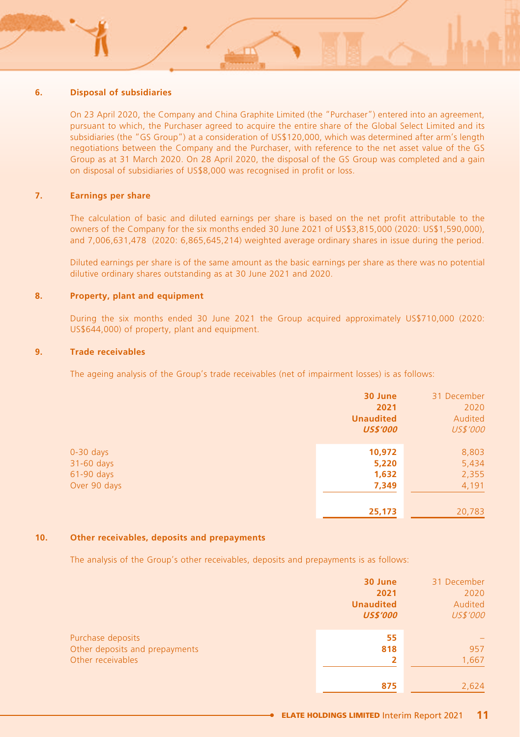## 6. Disposal of subsidiaries

On 23 April 2020, the Company and China Graphite Limited (the "Purchaser") entered into an agreement, pursuant to which, the Purchaser agreed to acquire the entire share of the Global Select Limited and its subsidiaries (the "GS Group") at a consideration of US$120,000, which was determined after arm's length negotiations between the Company and the Purchaser, with reference to the net asset value of the GS Group as at 31 March 2020. On 28 April 2020, the disposal of the GS Group was completed and a gain on disposal of subsidiaries of US$8,000 was recognised in profit or loss.

## 7. Earnings per share

The calculation of basic and diluted earnings per share is based on the net profit attributable to the owners of the Company for the six months ended 30 June 2021 of US$3,815,000 (2020: US$1,590,000), and 7,006,631,478 (2020: 6,865,645,214) weighted average ordinary shares in issue during the period.

Diluted earnings per share is of the same amount as the basic earnings per share as there was no potential dilutive ordinary shares outstanding as at 30 June 2021 and 2020.

## 8. Property, plant and equipment

During the six months ended 30 June 2021 the Group acquired approximately US$710,000 (2020: US$644,000) of property, plant and equipment.

## 9. Trade receivables

The ageing analysis of the Group's trade receivables (net of impairment losses) is as follows:

| | **30 June 2021 Unaudited *US$'000*** | 31 December 2020 Audited *US$'000* |
|---|---|---|
| 0-30 days | **10,972** | 8,803 |
| 31-60 days | **5,220** | 5,434 |
| 61-90 days | **1,632** | 2,355 |
| Over 90 days | **7,349** | 4,191 |
| | **25,173** | 20,783 |

## 10. Other receivables, deposits and prepayments

The analysis of the Group's other receivables, deposits and prepayments is as follows:

| | **30 June 2021 Unaudited *US$'000*** | 31 December 2020 Audited *US$'000* |
|---|---|---|
| Purchase deposits | **55** | – |
| Other deposits and prepayments | **818** | 957 |
| Other receivables | **2** | 1,667 |
| | **875** | 2,624 |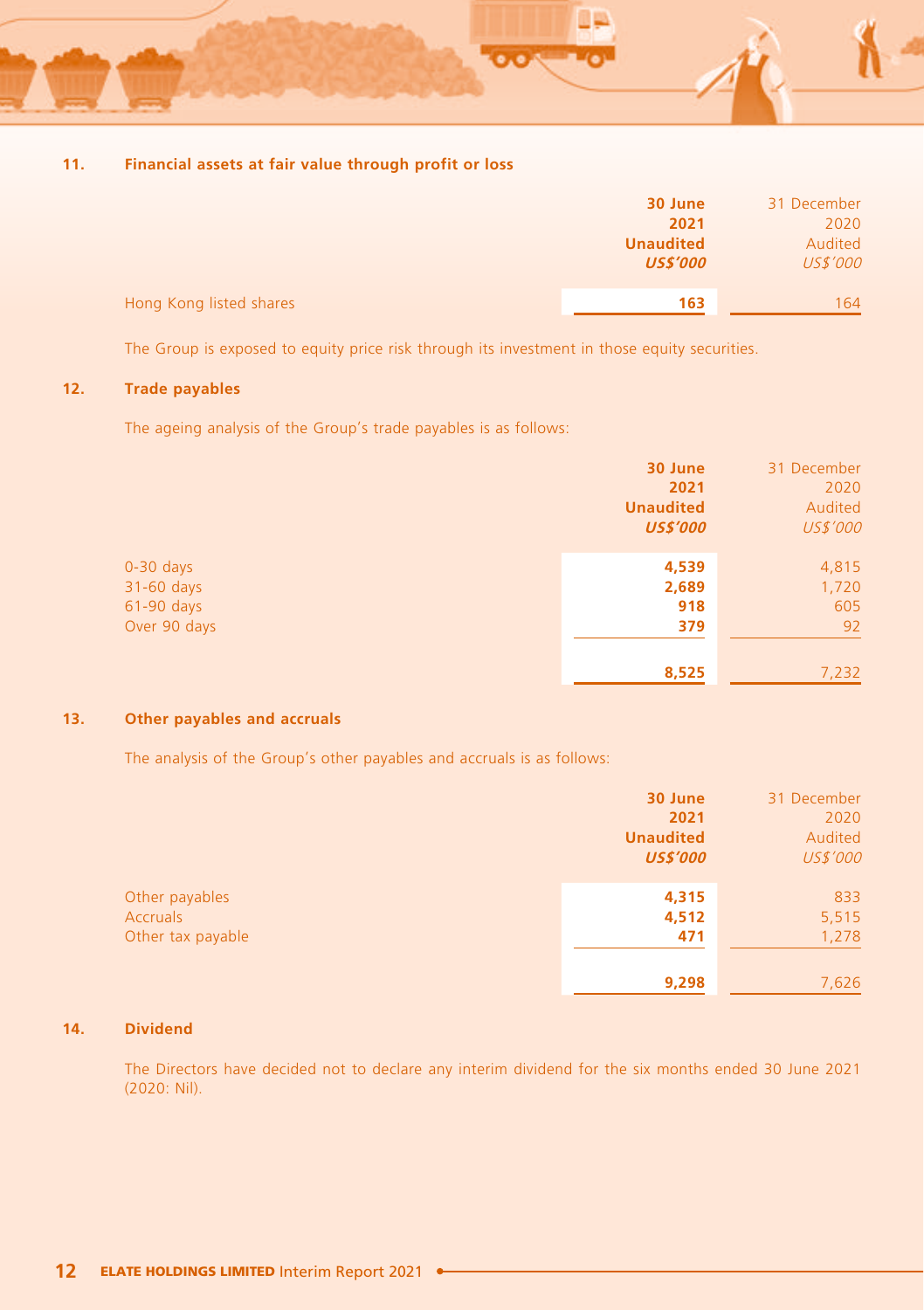## 11. Financial assets at fair value through profit or loss

| | **30 June 2021 Unaudited *US$'000*** | 31 December 2020 Audited *US$'000* |
|---|---|---|
| Hong Kong listed shares | **163** | 164 |

The Group is exposed to equity price risk through its investment in those equity securities.

## 12. Trade payables

The ageing analysis of the Group's trade payables is as follows:

| | **30 June 2021 Unaudited *US$'000*** | 31 December 2020 Audited *US$'000* |
|---|---|---|
| 0-30 days | **4,539** | 4,815 |
| 31-60 days | **2,689** | 1,720 |
| 61-90 days | **918** | 605 |
| Over 90 days | **379** | 92 |
| | **8,525** | 7,232 |

## 13. Other payables and accruals

The analysis of the Group's other payables and accruals is as follows:

| | **30 June 2021 Unaudited *US$'000*** | 31 December 2020 Audited *US$'000* |
|---|---|---|
| Other payables | **4,315** | 833 |
| Accruals | **4,512** | 5,515 |
| Other tax payable | **471** | 1,278 |
| | **9,298** | 7,626 |

## 14. Dividend

The Directors have decided not to declare any interim dividend for the six months ended 30 June 2021 (2020: Nil).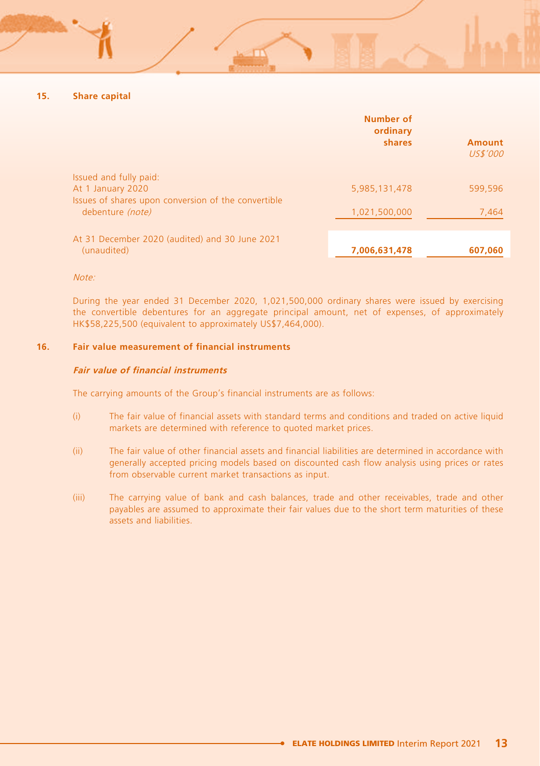## 15. Share capital

| | Number of ordinary shares | Amount US$'000 |
|---|---|---|
| Issued and fully paid: | | |
| At 1 January 2020 | 5,985,131,478 | 599,596 |
| Issues of shares upon conversion of the convertible debenture *(note)* | 1,021,500,000 | 7,464 |
| At 31 December 2020 (audited) and 30 June 2021 (unaudited) | **7,006,631,478** | **607,060** |

*Note:*

During the year ended 31 December 2020, 1,021,500,000 ordinary shares were issued by exercising the convertible debentures for an aggregate principal amount, net of expenses, of approximately HK$58,225,500 (equivalent to approximately US$7,464,000).

## 16. Fair value measurement of financial instruments

### *Fair value of financial instruments*

The carrying amounts of the Group's financial instruments are as follows:

(i) The fair value of financial assets with standard terms and conditions and traded on active liquid markets are determined with reference to quoted market prices.

(ii) The fair value of other financial assets and financial liabilities are determined in accordance with generally accepted pricing models based on discounted cash flow analysis using prices or rates from observable current market transactions as input.

(iii) The carrying value of bank and cash balances, trade and other receivables, trade and other payables are assumed to approximate their fair values due to the short term maturities of these assets and liabilities.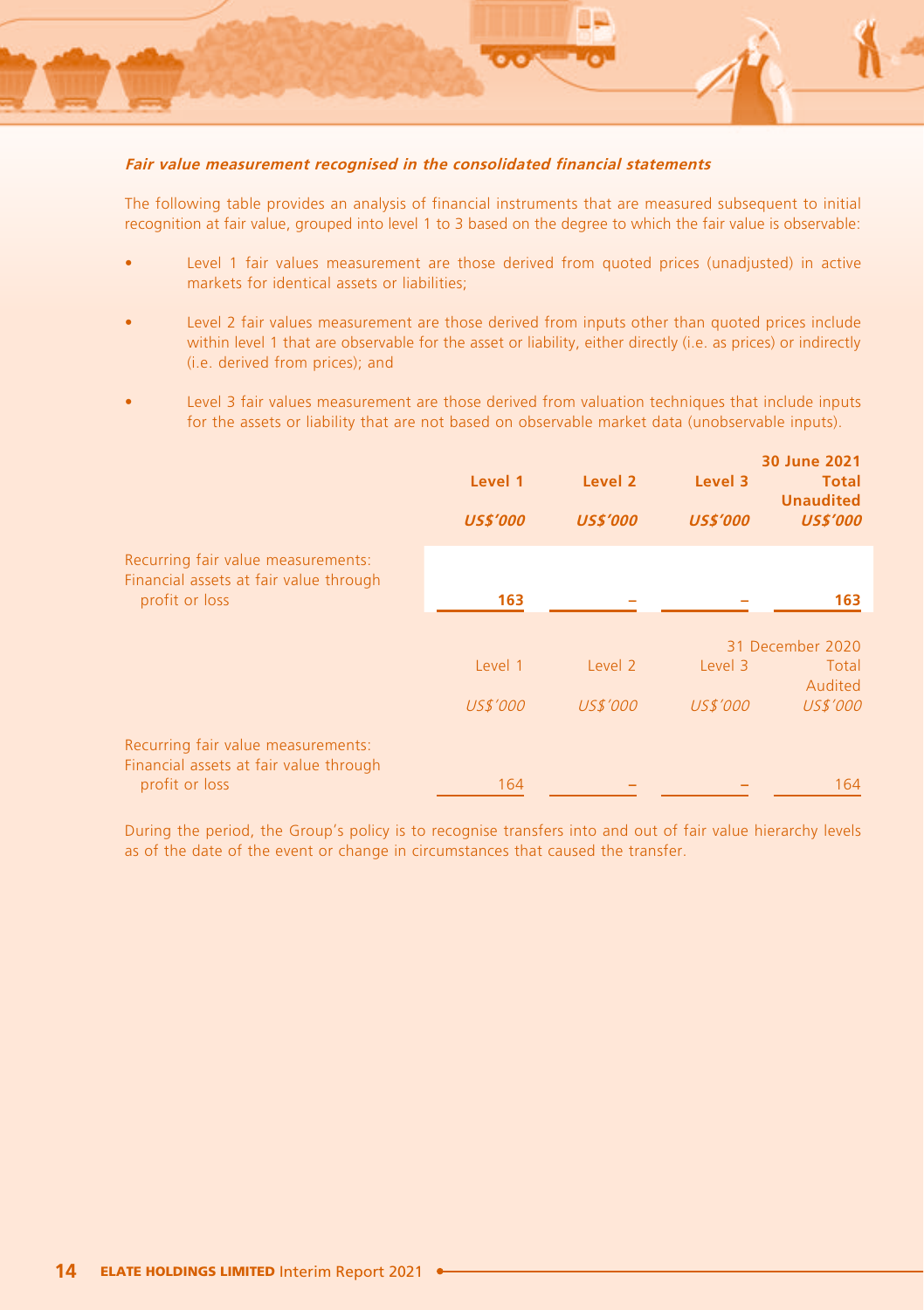***Fair value measurement recognised in the consolidated financial statements***

The following table provides an analysis of financial instruments that are measured subsequent to initial recognition at fair value, grouped into level 1 to 3 based on the degree to which the fair value is observable:

- Level 1 fair values measurement are those derived from quoted prices (unadjusted) in active markets for identical assets or liabilities;
- Level 2 fair values measurement are those derived from inputs other than quoted prices include within level 1 that are observable for the asset or liability, either directly (i.e. as prices) or indirectly (i.e. derived from prices); and
- Level 3 fair values measurement are those derived from valuation techniques that include inputs for the assets or liability that are not based on observable market data (unobservable inputs).

| | | | | **30 June 2021** |
|---|---|---|---|---|
| | **Level 1** | **Level 2** | **Level 3** | **Total Unaudited** |
| | ***US$'000*** | ***US$'000*** | ***US$'000*** | ***US$'000*** |
| Recurring fair value measurements: Financial assets at fair value through profit or loss | **163** | **–** | **–** | **163** |

| | | | | 31 December 2020 |
|---|---|---|---|---|
| | Level 1 | Level 2 | Level 3 | Total Audited |
| | *US$'000* | *US$'000* | *US$'000* | *US$'000* |
| Recurring fair value measurements: Financial assets at fair value through profit or loss | 164 | – | – | 164 |

During the period, the Group's policy is to recognise transfers into and out of fair value hierarchy levels as of the date of the event or change in circumstances that caused the transfer.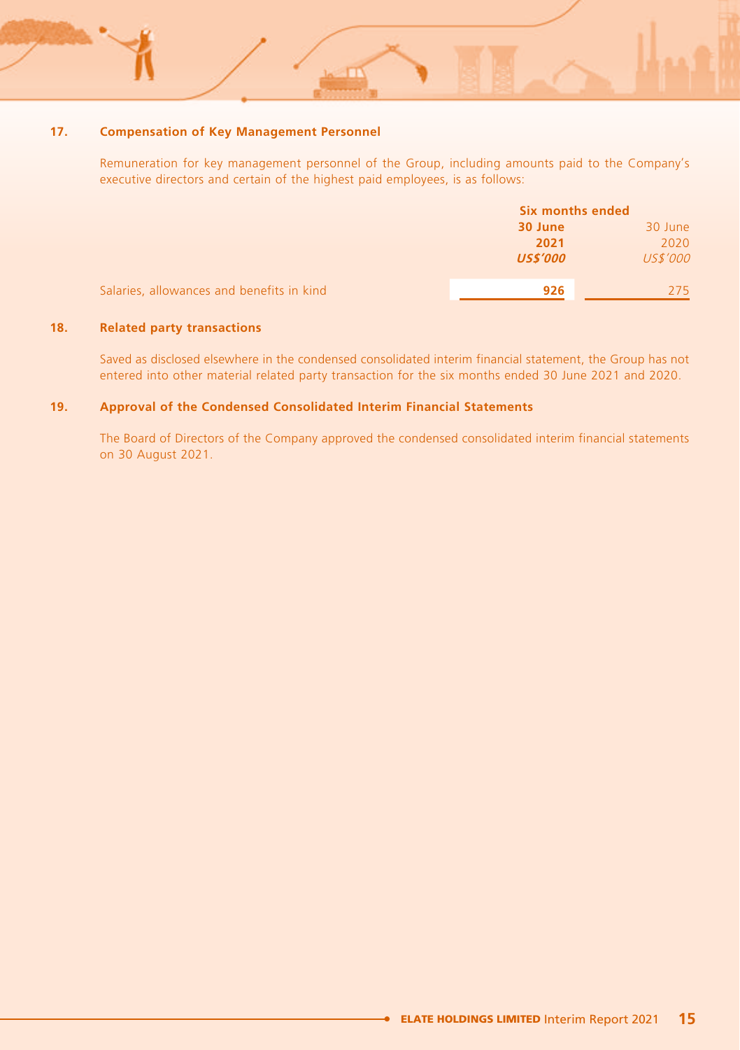## 17. Compensation of Key Management Personnel

Remuneration for key management personnel of the Group, including amounts paid to the Company's executive directors and certain of the highest paid employees, is as follows:

| | Six months ended | |
|---|---|---|
| | **30 June 2021** | 30 June 2020 |
| | ***US$'000*** | *US$'000* |
| Salaries, allowances and benefits in kind | **926** | 275 |

## 18. Related party transactions

Saved as disclosed elsewhere in the condensed consolidated interim financial statement, the Group has not entered into other material related party transaction for the six months ended 30 June 2021 and 2020.

## 19. Approval of the Condensed Consolidated Interim Financial Statements

The Board of Directors of the Company approved the condensed consolidated interim financial statements on 30 August 2021.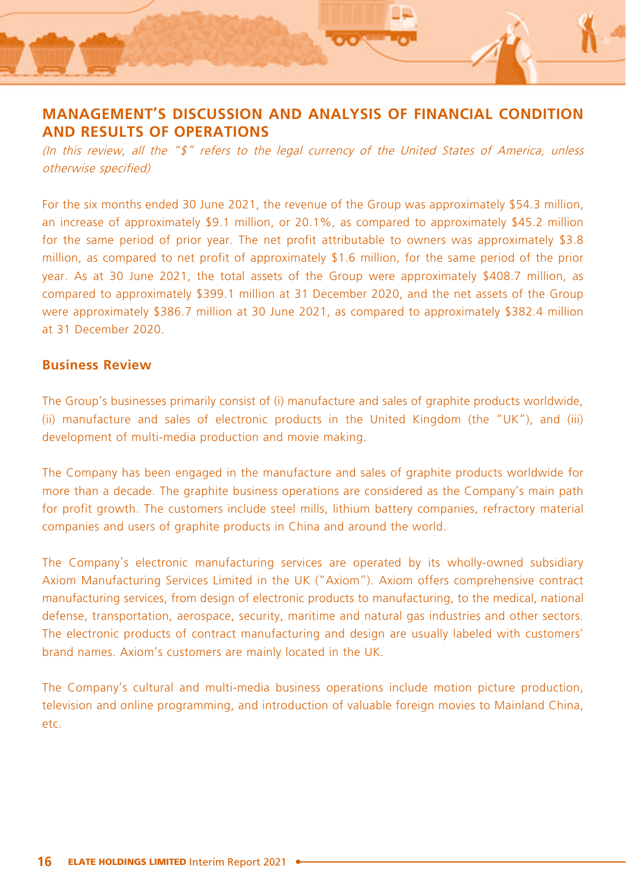# MANAGEMENT'S DISCUSSION AND ANALYSIS OF FINANCIAL CONDITION AND RESULTS OF OPERATIONS

*(In this review, all the "$" refers to the legal currency of the United States of America, unless otherwise specified)*

For the six months ended 30 June 2021, the revenue of the Group was approximately $54.3 million, an increase of approximately $9.1 million, or 20.1%, as compared to approximately $45.2 million for the same period of prior year. The net profit attributable to owners was approximately $3.8 million, as compared to net profit of approximately $1.6 million, for the same period of the prior year. As at 30 June 2021, the total assets of the Group were approximately $408.7 million, as compared to approximately $399.1 million at 31 December 2020, and the net assets of the Group were approximately $386.7 million at 30 June 2021, as compared to approximately $382.4 million at 31 December 2020.

## Business Review

The Group's businesses primarily consist of (i) manufacture and sales of graphite products worldwide, (ii) manufacture and sales of electronic products in the United Kingdom (the "UK"), and (iii) development of multi-media production and movie making.

The Company has been engaged in the manufacture and sales of graphite products worldwide for more than a decade. The graphite business operations are considered as the Company's main path for profit growth. The customers include steel mills, lithium battery companies, refractory material companies and users of graphite products in China and around the world.

The Company's electronic manufacturing services are operated by its wholly-owned subsidiary Axiom Manufacturing Services Limited in the UK ("Axiom"). Axiom offers comprehensive contract manufacturing services, from design of electronic products to manufacturing, to the medical, national defense, transportation, aerospace, security, maritime and natural gas industries and other sectors. The electronic products of contract manufacturing and design are usually labeled with customers' brand names. Axiom's customers are mainly located in the UK.

The Company's cultural and multi-media business operations include motion picture production, television and online programming, and introduction of valuable foreign movies to Mainland China, etc.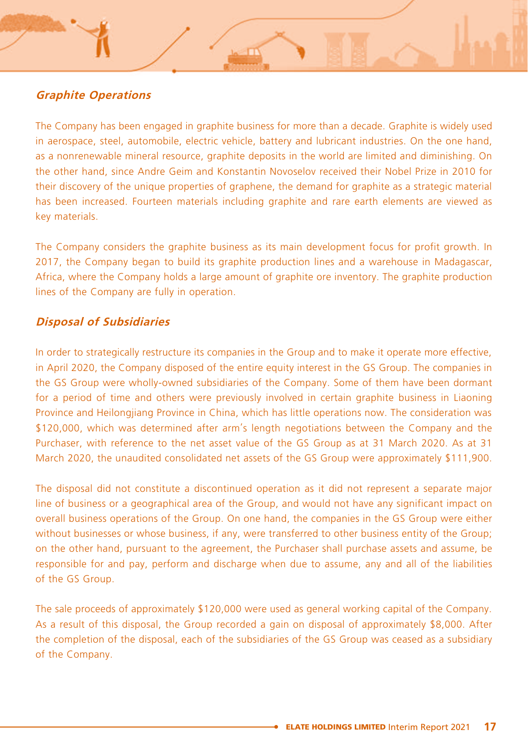### *Graphite Operations*

The Company has been engaged in graphite business for more than a decade. Graphite is widely used in aerospace, steel, automobile, electric vehicle, battery and lubricant industries. On the one hand, as a nonrenewable mineral resource, graphite deposits in the world are limited and diminishing. On the other hand, since Andre Geim and Konstantin Novoselov received their Nobel Prize in 2010 for their discovery of the unique properties of graphene, the demand for graphite as a strategic material has been increased. Fourteen materials including graphite and rare earth elements are viewed as key materials.

The Company considers the graphite business as its main development focus for profit growth. In 2017, the Company began to build its graphite production lines and a warehouse in Madagascar, Africa, where the Company holds a large amount of graphite ore inventory. The graphite production lines of the Company are fully in operation.

### *Disposal of Subsidiaries*

In order to strategically restructure its companies in the Group and to make it operate more effective, in April 2020, the Company disposed of the entire equity interest in the GS Group. The companies in the GS Group were wholly-owned subsidiaries of the Company. Some of them have been dormant for a period of time and others were previously involved in certain graphite business in Liaoning Province and Heilongjiang Province in China, which has little operations now. The consideration was $120,000, which was determined after arm's length negotiations between the Company and the Purchaser, with reference to the net asset value of the GS Group as at 31 March 2020. As at 31 March 2020, the unaudited consolidated net assets of the GS Group were approximately $111,900.

The disposal did not constitute a discontinued operation as it did not represent a separate major line of business or a geographical area of the Group, and would not have any significant impact on overall business operations of the Group. On one hand, the companies in the GS Group were either without businesses or whose business, if any, were transferred to other business entity of the Group; on the other hand, pursuant to the agreement, the Purchaser shall purchase assets and assume, be responsible for and pay, perform and discharge when due to assume, any and all of the liabilities of the GS Group.

The sale proceeds of approximately $120,000 were used as general working capital of the Company. As a result of this disposal, the Group recorded a gain on disposal of approximately $8,000. After the completion of the disposal, each of the subsidiaries of the GS Group was ceased as a subsidiary of the Company.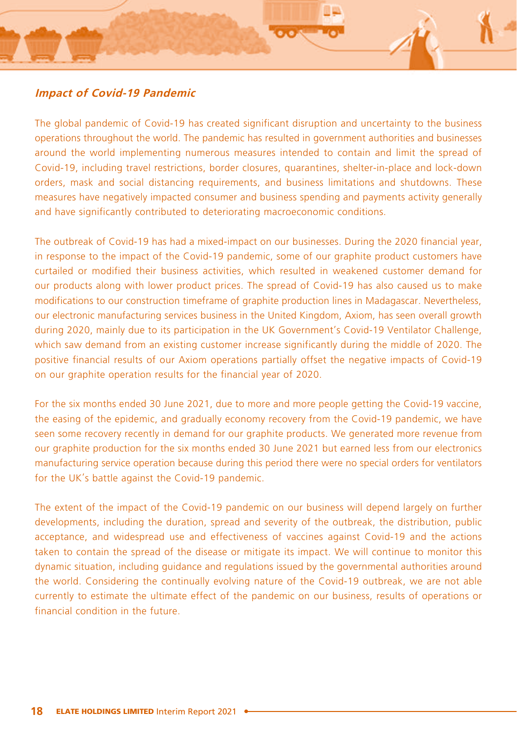### *Impact of Covid-19 Pandemic*

The global pandemic of Covid-19 has created significant disruption and uncertainty to the business operations throughout the world. The pandemic has resulted in government authorities and businesses around the world implementing numerous measures intended to contain and limit the spread of Covid-19, including travel restrictions, border closures, quarantines, shelter-in-place and lock-down orders, mask and social distancing requirements, and business limitations and shutdowns. These measures have negatively impacted consumer and business spending and payments activity generally and have significantly contributed to deteriorating macroeconomic conditions.

The outbreak of Covid-19 has had a mixed-impact on our businesses. During the 2020 financial year, in response to the impact of the Covid-19 pandemic, some of our graphite product customers have curtailed or modified their business activities, which resulted in weakened customer demand for our products along with lower product prices. The spread of Covid-19 has also caused us to make modifications to our construction timeframe of graphite production lines in Madagascar. Nevertheless, our electronic manufacturing services business in the United Kingdom, Axiom, has seen overall growth during 2020, mainly due to its participation in the UK Government's Covid-19 Ventilator Challenge, which saw demand from an existing customer increase significantly during the middle of 2020. The positive financial results of our Axiom operations partially offset the negative impacts of Covid-19 on our graphite operation results for the financial year of 2020.

For the six months ended 30 June 2021, due to more and more people getting the Covid-19 vaccine, the easing of the epidemic, and gradually economy recovery from the Covid-19 pandemic, we have seen some recovery recently in demand for our graphite products. We generated more revenue from our graphite production for the six months ended 30 June 2021 but earned less from our electronics manufacturing service operation because during this period there were no special orders for ventilators for the UK's battle against the Covid-19 pandemic.

The extent of the impact of the Covid-19 pandemic on our business will depend largely on further developments, including the duration, spread and severity of the outbreak, the distribution, public acceptance, and widespread use and effectiveness of vaccines against Covid-19 and the actions taken to contain the spread of the disease or mitigate its impact. We will continue to monitor this dynamic situation, including guidance and regulations issued by the governmental authorities around the world. Considering the continually evolving nature of the Covid-19 outbreak, we are not able currently to estimate the ultimate effect of the pandemic on our business, results of operations or financial condition in the future.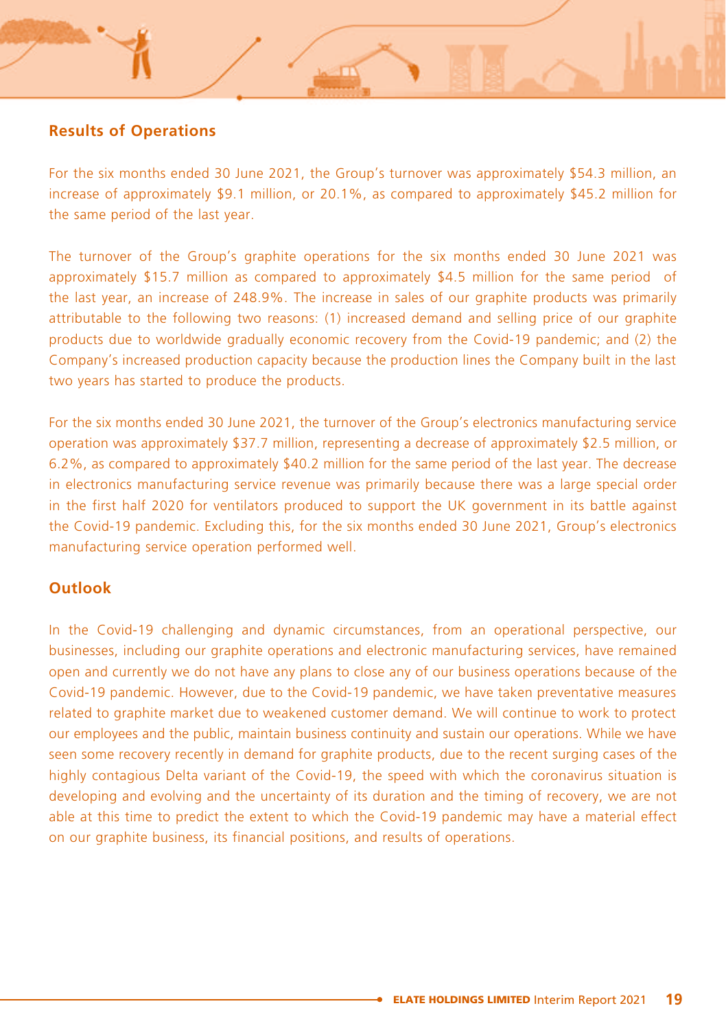## Results of Operations

For the six months ended 30 June 2021, the Group's turnover was approximately $54.3 million, an increase of approximately $9.1 million, or 20.1%, as compared to approximately $45.2 million for the same period of the last year.

The turnover of the Group's graphite operations for the six months ended 30 June 2021 was approximately $15.7 million as compared to approximately $4.5 million for the same period of the last year, an increase of 248.9%. The increase in sales of our graphite products was primarily attributable to the following two reasons: (1) increased demand and selling price of our graphite products due to worldwide gradually economic recovery from the Covid-19 pandemic; and (2) the Company's increased production capacity because the production lines the Company built in the last two years has started to produce the products.

For the six months ended 30 June 2021, the turnover of the Group's electronics manufacturing service operation was approximately $37.7 million, representing a decrease of approximately $2.5 million, or 6.2%, as compared to approximately $40.2 million for the same period of the last year. The decrease in electronics manufacturing service revenue was primarily because there was a large special order in the first half 2020 for ventilators produced to support the UK government in its battle against the Covid-19 pandemic. Excluding this, for the six months ended 30 June 2021, Group's electronics manufacturing service operation performed well.

## Outlook

In the Covid-19 challenging and dynamic circumstances, from an operational perspective, our businesses, including our graphite operations and electronic manufacturing services, have remained open and currently we do not have any plans to close any of our business operations because of the Covid-19 pandemic. However, due to the Covid-19 pandemic, we have taken preventative measures related to graphite market due to weakened customer demand. We will continue to work to protect our employees and the public, maintain business continuity and sustain our operations. While we have seen some recovery recently in demand for graphite products, due to the recent surging cases of the highly contagious Delta variant of the Covid-19, the speed with which the coronavirus situation is developing and evolving and the uncertainty of its duration and the timing of recovery, we are not able at this time to predict the extent to which the Covid-19 pandemic may have a material effect on our graphite business, its financial positions, and results of operations.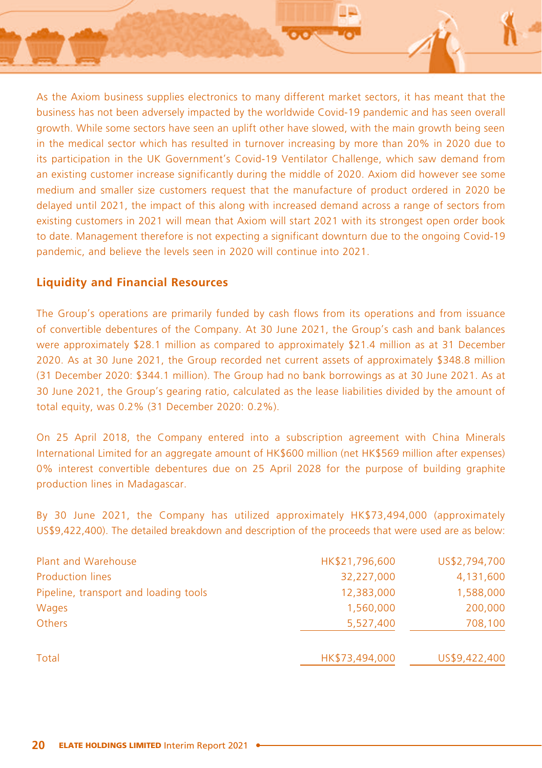As the Axiom business supplies electronics to many different market sectors, it has meant that the business has not been adversely impacted by the worldwide Covid-19 pandemic and has seen overall growth. While some sectors have seen an uplift other have slowed, with the main growth being seen in the medical sector which has resulted in turnover increasing by more than 20% in 2020 due to its participation in the UK Government's Covid-19 Ventilator Challenge, which saw demand from an existing customer increase significantly during the middle of 2020. Axiom did however see some medium and smaller size customers request that the manufacture of product ordered in 2020 be delayed until 2021, the impact of this along with increased demand across a range of sectors from existing customers in 2021 will mean that Axiom will start 2021 with its strongest open order book to date. Management therefore is not expecting a significant downturn due to the ongoing Covid-19 pandemic, and believe the levels seen in 2020 will continue into 2021.

## Liquidity and Financial Resources

The Group's operations are primarily funded by cash flows from its operations and from issuance of convertible debentures of the Company. At 30 June 2021, the Group's cash and bank balances were approximately $28.1 million as compared to approximately $21.4 million as at 31 December 2020. As at 30 June 2021, the Group recorded net current assets of approximately $348.8 million (31 December 2020: $344.1 million). The Group had no bank borrowings as at 30 June 2021. As at 30 June 2021, the Group's gearing ratio, calculated as the lease liabilities divided by the amount of total equity, was 0.2% (31 December 2020: 0.2%).

On 25 April 2018, the Company entered into a subscription agreement with China Minerals International Limited for an aggregate amount of HK$600 million (net HK$569 million after expenses) 0% interest convertible debentures due on 25 April 2028 for the purpose of building graphite production lines in Madagascar.

By 30 June 2021, the Company has utilized approximately HK$73,494,000 (approximately US$9,422,400). The detailed breakdown and description of the proceeds that were used are as below:

| | | |
|---|---|---|
| Plant and Warehouse | HK$21,796,600 | US$2,794,700 |
| Production lines | 32,227,000 | 4,131,600 |
| Pipeline, transport and loading tools | 12,383,000 | 1,588,000 |
| Wages | 1,560,000 | 200,000 |
| Others | 5,527,400 | 708,100 |
| Total | HK$73,494,000 | US$9,422,400 |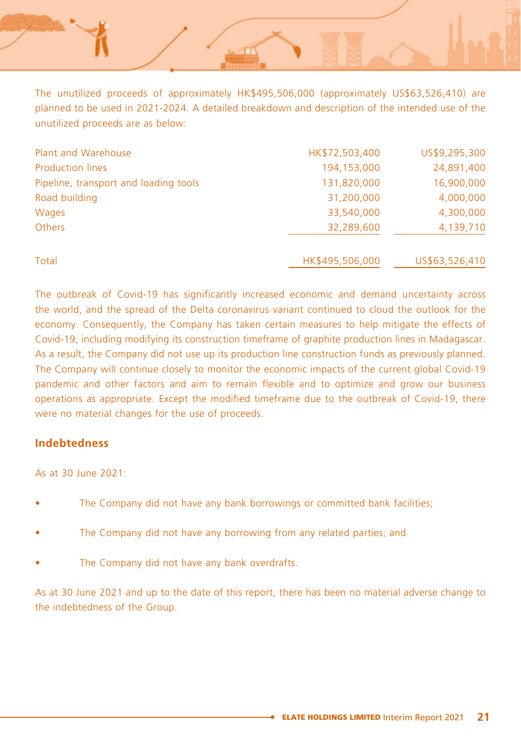The unutilized proceeds of approximately HK$495,506,000 (approximately US$63,526,410) are planned to be used in 2021-2024. A detailed breakdown and description of the intended use of the unutilized proceeds are as below:

| | | |
|---|---|---|
| Plant and Warehouse | HK$72,503,400 | US$9,295,300 |
| Production lines | 194,153,000 | 24,891,400 |
| Pipeline, transport and loading tools | 131,820,000 | 16,900,000 |
| Road building | 31,200,000 | 4,000,000 |
| Wages | 33,540,000 | 4,300,000 |
| Others | 32,289,600 | 4,139,710 |
| Total | HK$495,506,000 | US$63,526,410 |

The outbreak of Covid-19 has significantly increased economic and demand uncertainty across the world, and the spread of the Delta coronavirus variant continued to cloud the outlook for the economy. Consequently, the Company has taken certain measures to help mitigate the effects of Covid-19, including modifying its construction timeframe of graphite production lines in Madagascar. As a result, the Company did not use up its production line construction funds as previously planned. The Company will continue closely to monitor the economic impacts of the current global Covid-19 pandemic and other factors and aim to remain flexible and to optimize and grow our business operations as appropriate. Except the modified timeframe due to the outbreak of Covid-19, there were no material changes for the use of proceeds.

## Indebtedness

As at 30 June 2021:

- The Company did not have any bank borrowings or committed bank facilities;
- The Company did not have any borrowing from any related parties; and
- The Company did not have any bank overdrafts.

As at 30 June 2021 and up to the date of this report, there has been no material adverse change to the indebtedness of the Group.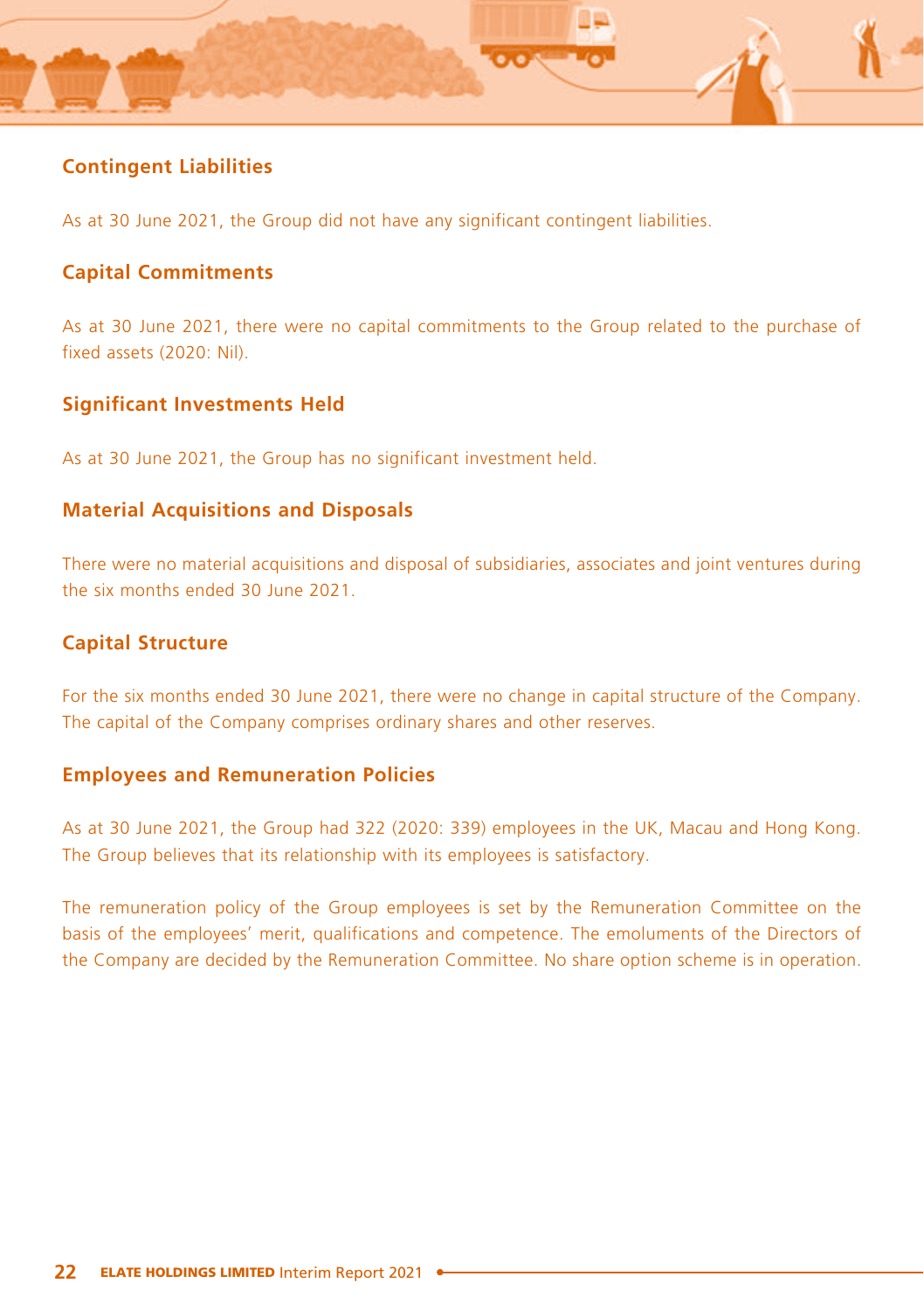### Contingent Liabilities

As at 30 June 2021, the Group did not have any significant contingent liabilities.

### Capital Commitments

As at 30 June 2021, there were no capital commitments to the Group related to the purchase of fixed assets (2020: Nil).

### Significant Investments Held

As at 30 June 2021, the Group has no significant investment held.

### Material Acquisitions and Disposals

There were no material acquisitions and disposal of subsidiaries, associates and joint ventures during the six months ended 30 June 2021.

### Capital Structure

For the six months ended 30 June 2021, there were no change in capital structure of the Company. The capital of the Company comprises ordinary shares and other reserves.

### Employees and Remuneration Policies

As at 30 June 2021, the Group had 322 (2020: 339) employees in the UK, Macau and Hong Kong. The Group believes that its relationship with its employees is satisfactory.

The remuneration policy of the Group employees is set by the Remuneration Committee on the basis of the employees' merit, qualifications and competence. The emoluments of the Directors of the Company are decided by the Remuneration Committee. No share option scheme is in operation.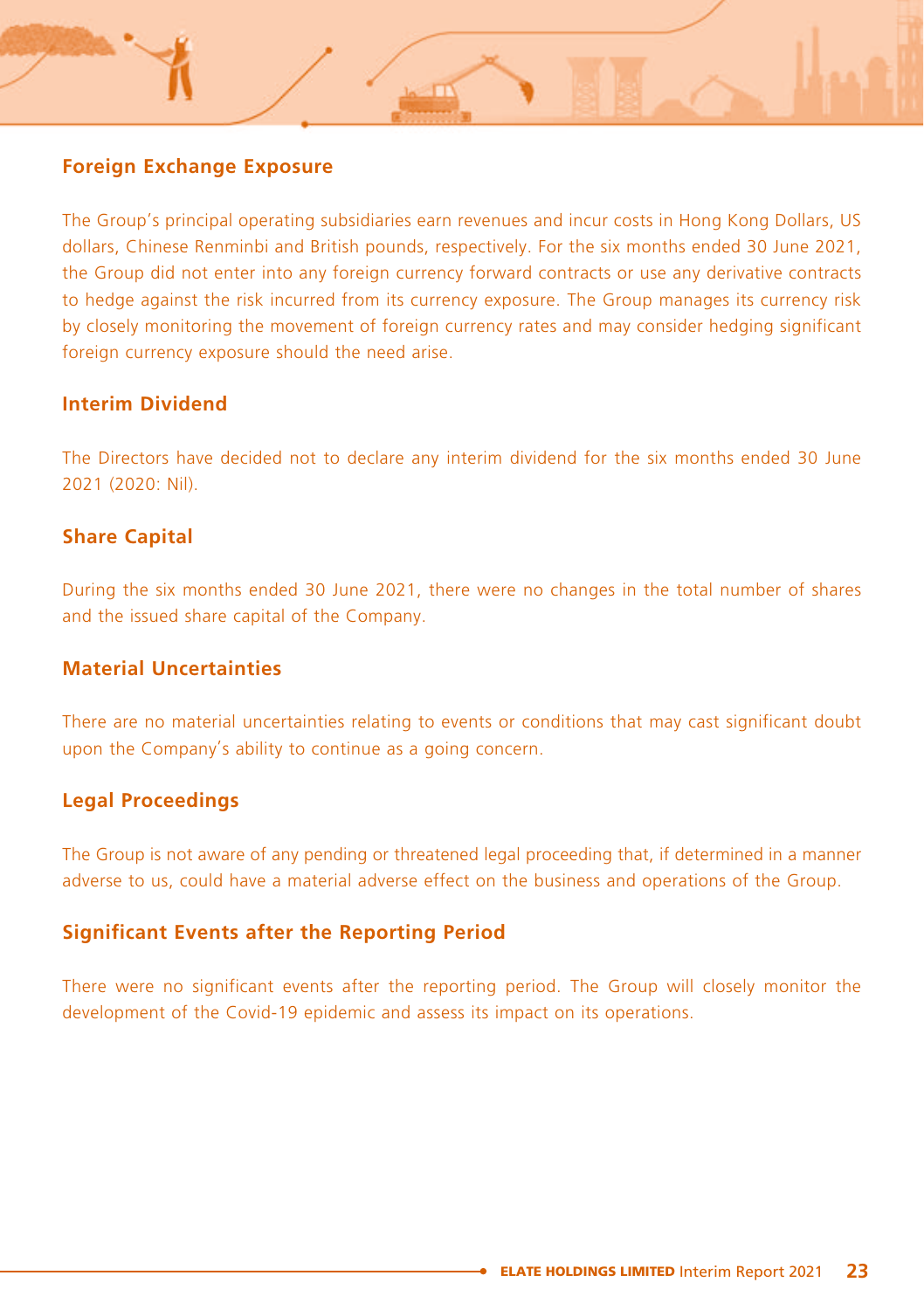### Foreign Exchange Exposure

The Group's principal operating subsidiaries earn revenues and incur costs in Hong Kong Dollars, US dollars, Chinese Renminbi and British pounds, respectively. For the six months ended 30 June 2021, the Group did not enter into any foreign currency forward contracts or use any derivative contracts to hedge against the risk incurred from its currency exposure. The Group manages its currency risk by closely monitoring the movement of foreign currency rates and may consider hedging significant foreign currency exposure should the need arise.

### Interim Dividend

The Directors have decided not to declare any interim dividend for the six months ended 30 June 2021 (2020: Nil).

### Share Capital

During the six months ended 30 June 2021, there were no changes in the total number of shares and the issued share capital of the Company.

### Material Uncertainties

There are no material uncertainties relating to events or conditions that may cast significant doubt upon the Company's ability to continue as a going concern.

### Legal Proceedings

The Group is not aware of any pending or threatened legal proceeding that, if determined in a manner adverse to us, could have a material adverse effect on the business and operations of the Group.

### Significant Events after the Reporting Period

There were no significant events after the reporting period. The Group will closely monitor the development of the Covid-19 epidemic and assess its impact on its operations.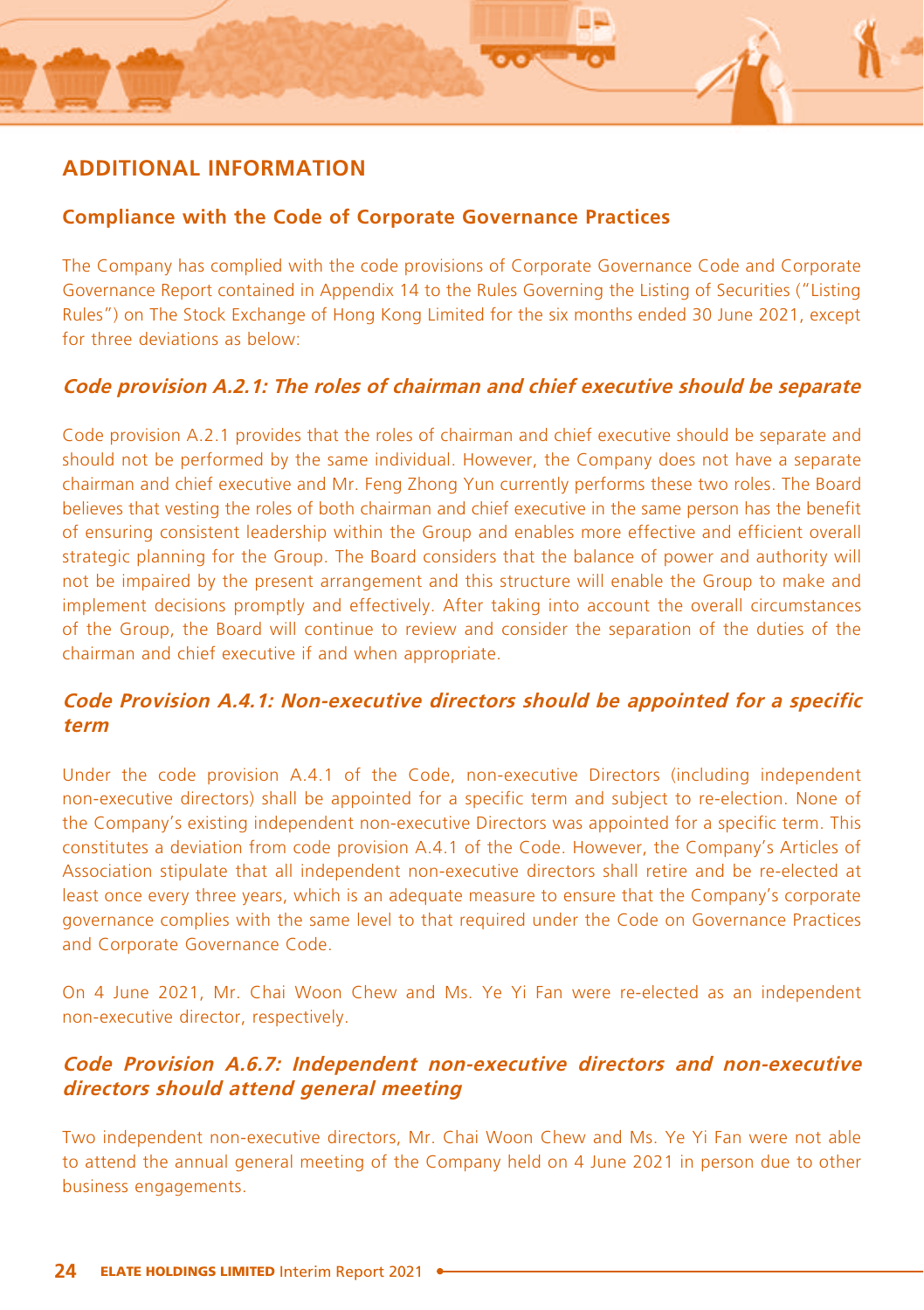## ADDITIONAL INFORMATION

### Compliance with the Code of Corporate Governance Practices

The Company has complied with the code provisions of Corporate Governance Code and Corporate Governance Report contained in Appendix 14 to the Rules Governing the Listing of Securities ("Listing Rules") on The Stock Exchange of Hong Kong Limited for the six months ended 30 June 2021, except for three deviations as below:

#### *Code provision A.2.1: The roles of chairman and chief executive should be separate*

Code provision A.2.1 provides that the roles of chairman and chief executive should be separate and should not be performed by the same individual. However, the Company does not have a separate chairman and chief executive and Mr. Feng Zhong Yun currently performs these two roles. The Board believes that vesting the roles of both chairman and chief executive in the same person has the benefit of ensuring consistent leadership within the Group and enables more effective and efficient overall strategic planning for the Group. The Board considers that the balance of power and authority will not be impaired by the present arrangement and this structure will enable the Group to make and implement decisions promptly and effectively. After taking into account the overall circumstances of the Group, the Board will continue to review and consider the separation of the duties of the chairman and chief executive if and when appropriate.

#### *Code Provision A.4.1: Non-executive directors should be appointed for a specific term*

Under the code provision A.4.1 of the Code, non-executive Directors (including independent non-executive directors) shall be appointed for a specific term and subject to re-election. None of the Company's existing independent non-executive Directors was appointed for a specific term. This constitutes a deviation from code provision A.4.1 of the Code. However, the Company's Articles of Association stipulate that all independent non-executive directors shall retire and be re-elected at least once every three years, which is an adequate measure to ensure that the Company's corporate governance complies with the same level to that required under the Code on Governance Practices and Corporate Governance Code.

On 4 June 2021, Mr. Chai Woon Chew and Ms. Ye Yi Fan were re-elected as an independent non-executive director, respectively.

#### *Code Provision A.6.7: Independent non-executive directors and non-executive directors should attend general meeting*

Two independent non-executive directors, Mr. Chai Woon Chew and Ms. Ye Yi Fan were not able to attend the annual general meeting of the Company held on 4 June 2021 in person due to other business engagements.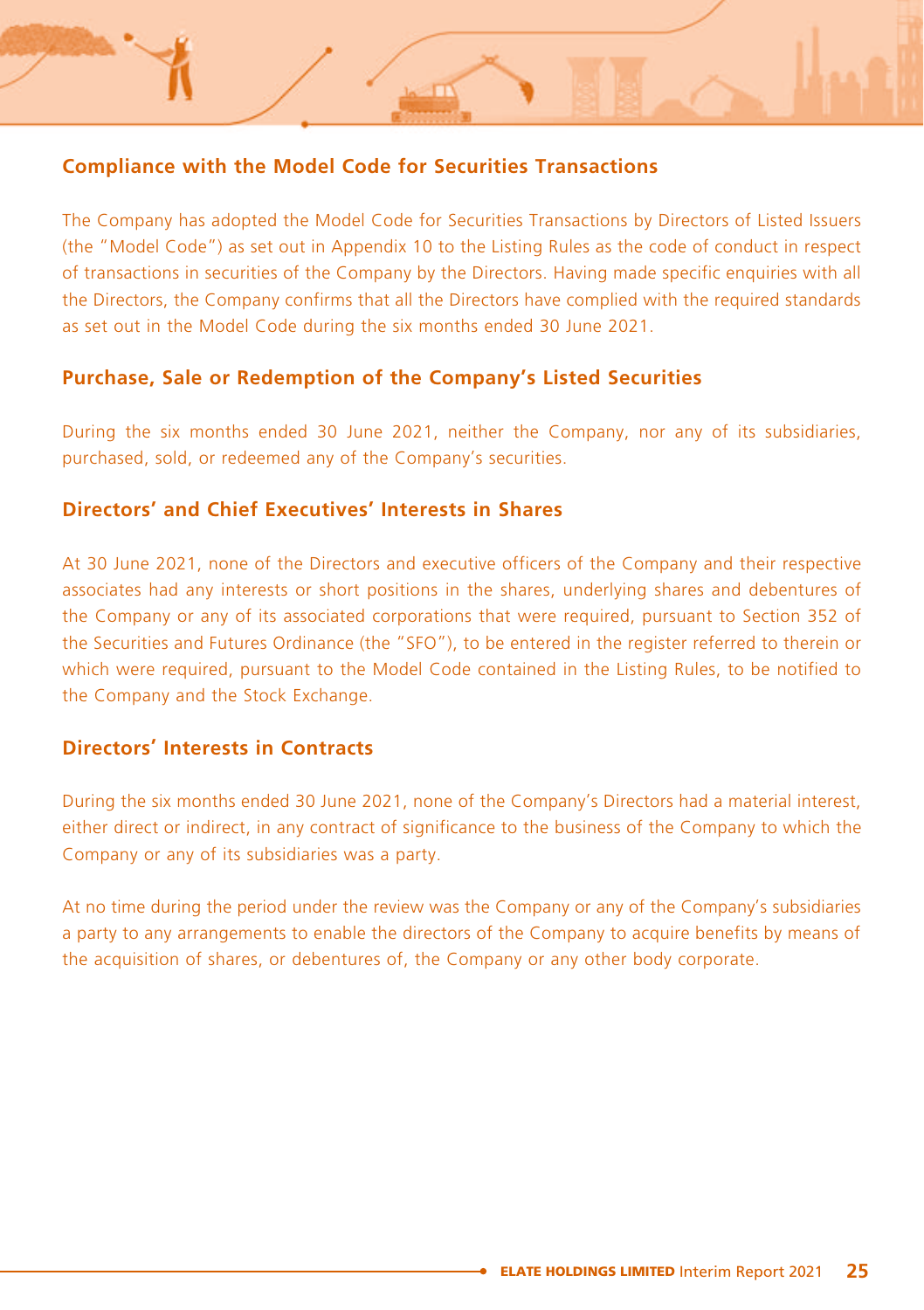## Compliance with the Model Code for Securities Transactions

The Company has adopted the Model Code for Securities Transactions by Directors of Listed Issuers (the "Model Code") as set out in Appendix 10 to the Listing Rules as the code of conduct in respect of transactions in securities of the Company by the Directors. Having made specific enquiries with all the Directors, the Company confirms that all the Directors have complied with the required standards as set out in the Model Code during the six months ended 30 June 2021.

## Purchase, Sale or Redemption of the Company's Listed Securities

During the six months ended 30 June 2021, neither the Company, nor any of its subsidiaries, purchased, sold, or redeemed any of the Company's securities.

## Directors' and Chief Executives' Interests in Shares

At 30 June 2021, none of the Directors and executive officers of the Company and their respective associates had any interests or short positions in the shares, underlying shares and debentures of the Company or any of its associated corporations that were required, pursuant to Section 352 of the Securities and Futures Ordinance (the "SFO"), to be entered in the register referred to therein or which were required, pursuant to the Model Code contained in the Listing Rules, to be notified to the Company and the Stock Exchange.

## Directors' Interests in Contracts

During the six months ended 30 June 2021, none of the Company's Directors had a material interest, either direct or indirect, in any contract of significance to the business of the Company to which the Company or any of its subsidiaries was a party.

At no time during the period under the review was the Company or any of the Company's subsidiaries a party to any arrangements to enable the directors of the Company to acquire benefits by means of the acquisition of shares, or debentures of, the Company or any other body corporate.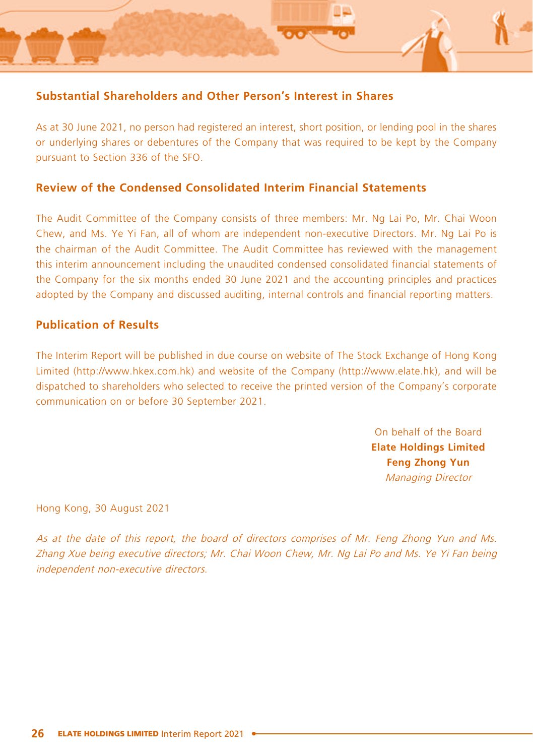## Substantial Shareholders and Other Person's Interest in Shares

As at 30 June 2021, no person had registered an interest, short position, or lending pool in the shares or underlying shares or debentures of the Company that was required to be kept by the Company pursuant to Section 336 of the SFO.

## Review of the Condensed Consolidated Interim Financial Statements

The Audit Committee of the Company consists of three members: Mr. Ng Lai Po, Mr. Chai Woon Chew, and Ms. Ye Yi Fan, all of whom are independent non-executive Directors. Mr. Ng Lai Po is the chairman of the Audit Committee. The Audit Committee has reviewed with the management this interim announcement including the unaudited condensed consolidated financial statements of the Company for the six months ended 30 June 2021 and the accounting principles and practices adopted by the Company and discussed auditing, internal controls and financial reporting matters.

## Publication of Results

The Interim Report will be published in due course on website of The Stock Exchange of Hong Kong Limited (http://www.hkex.com.hk) and website of the Company (http://www.elate.hk), and will be dispatched to shareholders who selected to receive the printed version of the Company's corporate communication on or before 30 September 2021.

On behalf of the Board
**Elate Holdings Limited**
**Feng Zhong Yun**
*Managing Director*

Hong Kong, 30 August 2021

*As at the date of this report, the board of directors comprises of Mr. Feng Zhong Yun and Ms. Zhang Xue being executive directors; Mr. Chai Woon Chew, Mr. Ng Lai Po and Ms. Ye Yi Fan being independent non-executive directors.*